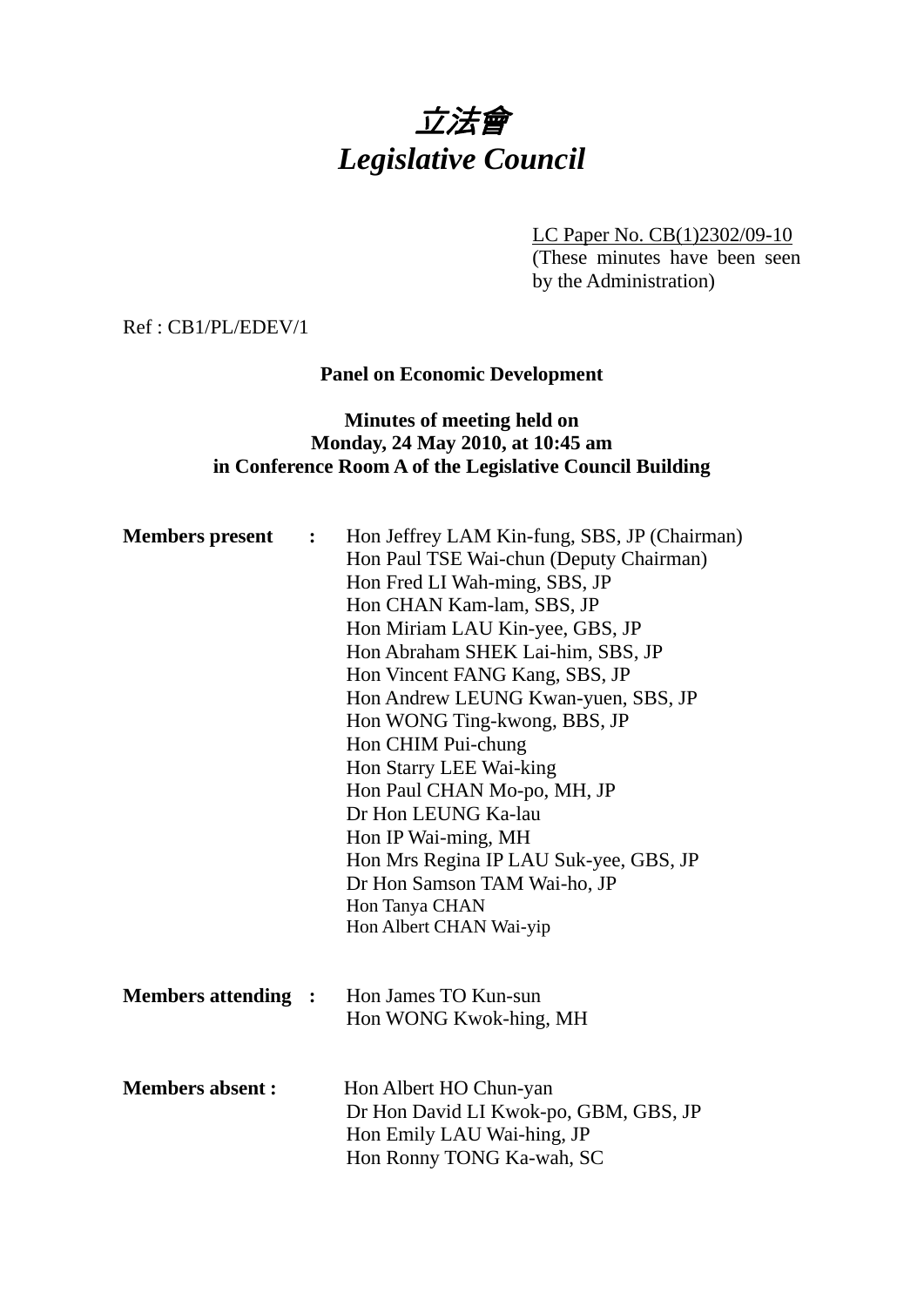# 立法會
# *Legislative Council*

LC Paper No. CB(1)2302/09-10
(These minutes have been seen by the Administration)

Ref : CB1/PL/EDEV/1

**Panel on Economic Development**

**Minutes of meeting held on**
**Monday, 24 May 2010, at 10:45 am**
**in Conference Room A of the Legislative Council Building**

**Members present :**

Hon Jeffrey LAM Kin-fung, SBS, JP (Chairman)
Hon Paul TSE Wai-chun (Deputy Chairman)
Hon Fred LI Wah-ming, SBS, JP
Hon CHAN Kam-lam, SBS, JP
Hon Miriam LAU Kin-yee, GBS, JP
Hon Abraham SHEK Lai-him, SBS, JP
Hon Vincent FANG Kang, SBS, JP
Hon Andrew LEUNG Kwan-yuen, SBS, JP
Hon WONG Ting-kwong, BBS, JP
Hon CHIM Pui-chung
Hon Starry LEE Wai-king
Hon Paul CHAN Mo-po, MH, JP
Dr Hon LEUNG Ka-lau
Hon IP Wai-ming, MH
Hon Mrs Regina IP LAU Suk-yee, GBS, JP
Dr Hon Samson TAM Wai-ho, JP
Hon Tanya CHAN
Hon Albert CHAN Wai-yip

**Members attending :**

Hon James TO Kun-sun
Hon WONG Kwok-hing, MH

**Members absent :**

Hon Albert HO Chun-yan
Dr Hon David LI Kwok-po, GBM, GBS, JP
Hon Emily LAU Wai-hing, JP
Hon Ronny TONG Ka-wah, SC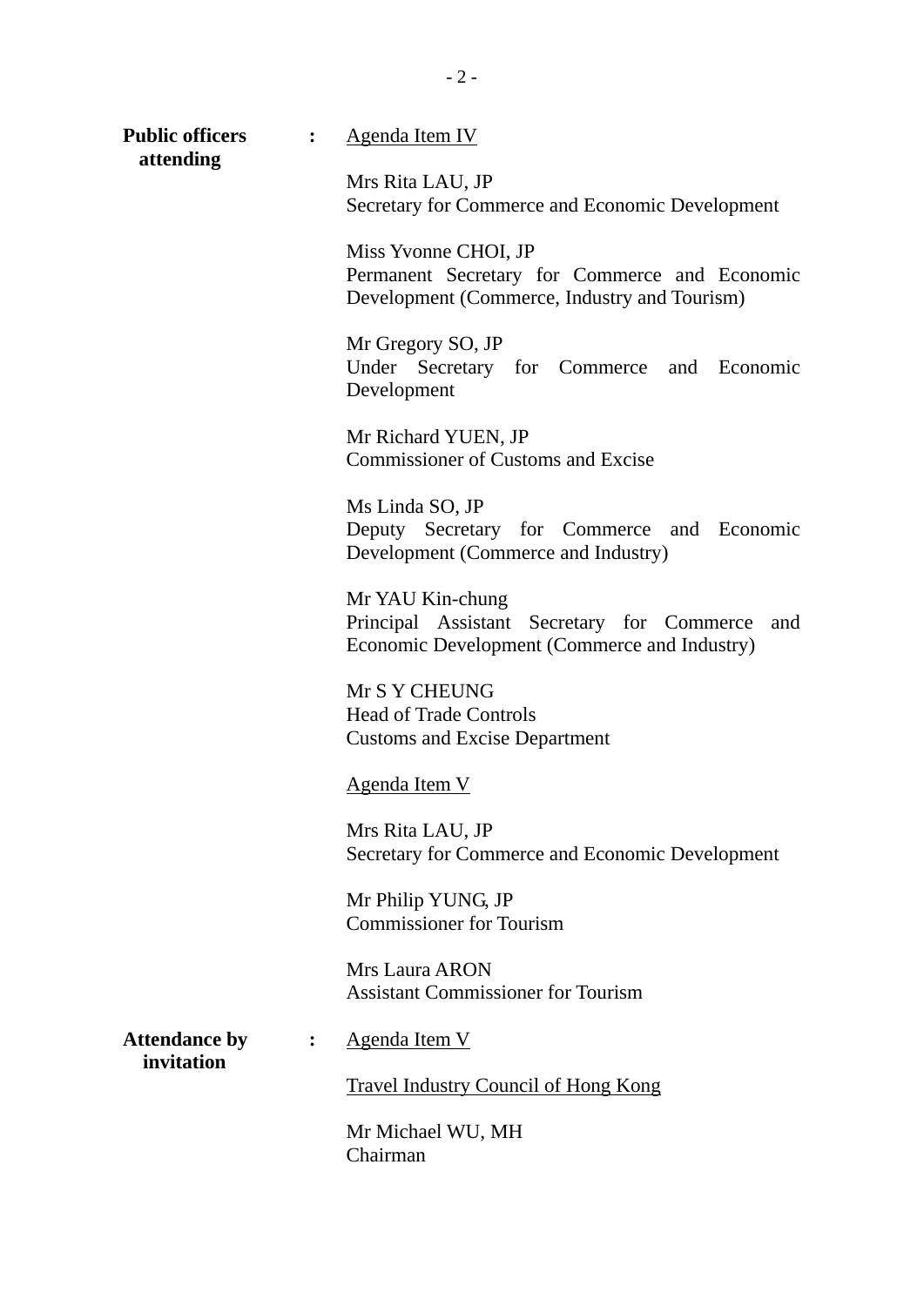**Public officers attending** : <u>Agenda Item IV</u>

Mrs Rita LAU, JP
Secretary for Commerce and Economic Development

Miss Yvonne CHOI, JP
Permanent Secretary for Commerce and Economic Development (Commerce, Industry and Tourism)

Mr Gregory SO, JP
Under Secretary for Commerce and Economic Development

Mr Richard YUEN, JP
Commissioner of Customs and Excise

Ms Linda SO, JP
Deputy Secretary for Commerce and Economic Development (Commerce and Industry)

Mr YAU Kin-chung
Principal Assistant Secretary for Commerce and Economic Development (Commerce and Industry)

Mr S Y CHEUNG
Head of Trade Controls
Customs and Excise Department

<u>Agenda Item V</u>

Mrs Rita LAU, JP
Secretary for Commerce and Economic Development

Mr Philip YUNG, JP
Commissioner for Tourism

Mrs Laura ARON
Assistant Commissioner for Tourism

**Attendance by invitation** : <u>Agenda Item V</u>

<u>Travel Industry Council of Hong Kong</u>

Mr Michael WU, MH
Chairman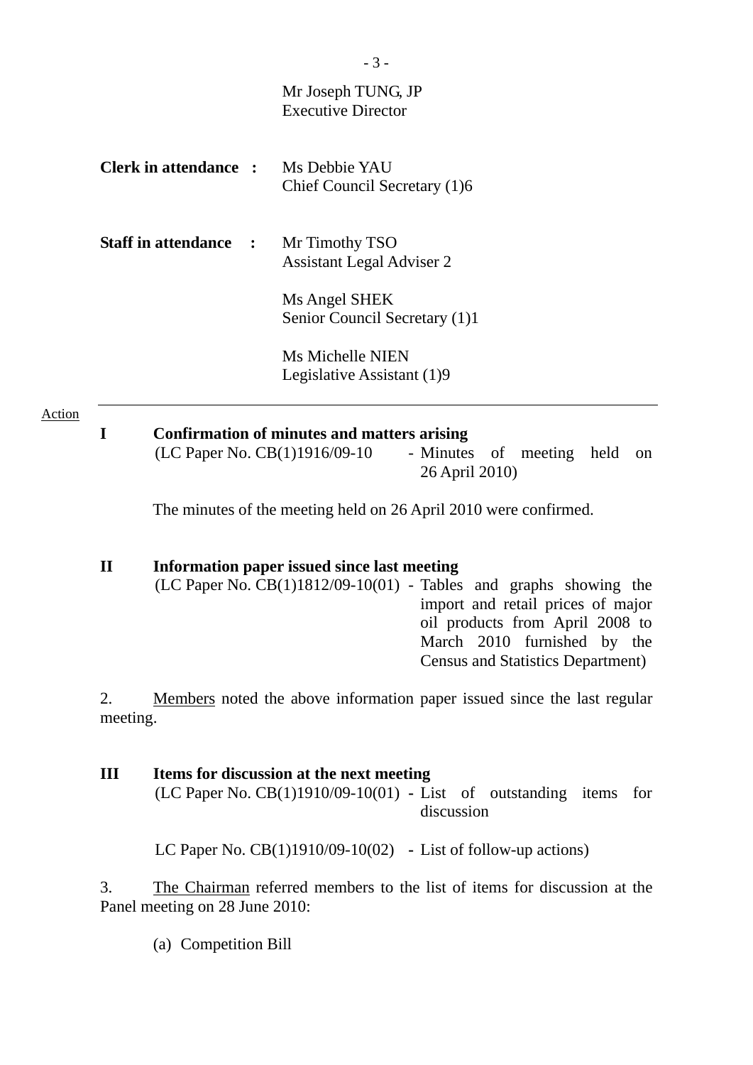Mr Joseph TUNG, JP
Executive Director

**Clerk in attendance :** Ms Debbie YAU
Chief Council Secretary (1)6

**Staff in attendance :** Mr Timothy TSO
Assistant Legal Adviser 2

Ms Angel SHEK
Senior Council Secretary (1)1

Ms Michelle NIEN
Legislative Assistant (1)9

---

Action

**I Confirmation of minutes and matters arising**
(LC Paper No. CB(1)1916/09-10 - Minutes of meeting held on 26 April 2010)

The minutes of the meeting held on 26 April 2010 were confirmed.

**II Information paper issued since last meeting**
(LC Paper No. CB(1)1812/09-10(01) - Tables and graphs showing the import and retail prices of major oil products from April 2008 to March 2010 furnished by the Census and Statistics Department)

2. Members noted the above information paper issued since the last regular meeting.

**III Items for discussion at the next meeting**
(LC Paper No. CB(1)1910/09-10(01) - List of outstanding items for discussion

LC Paper No. CB(1)1910/09-10(02) - List of follow-up actions)

3. The Chairman referred members to the list of items for discussion at the Panel meeting on 28 June 2010:

(a) Competition Bill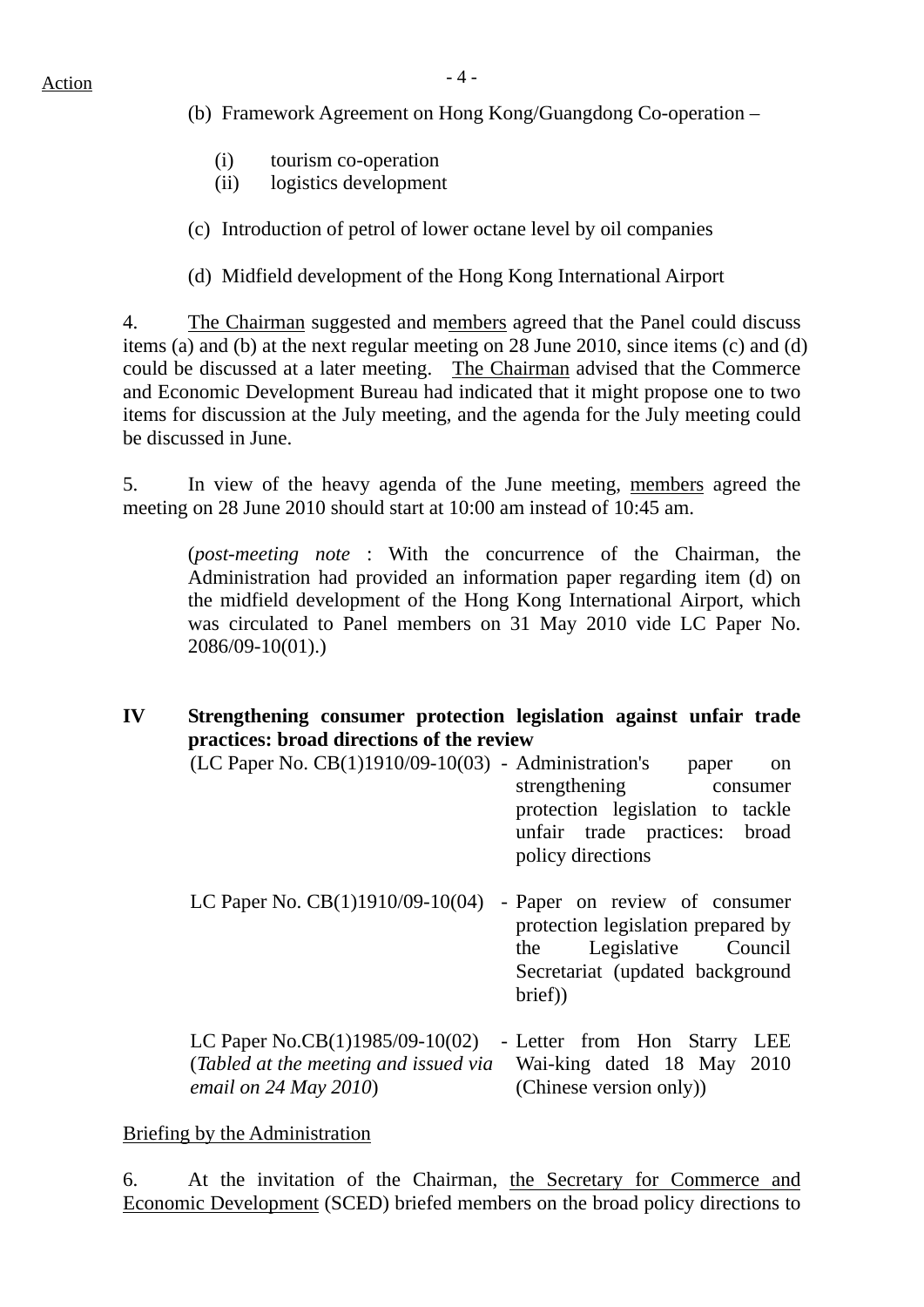Action

(b) Framework Agreement on Hong Kong/Guangdong Co-operation –

   (i) tourism co-operation
   (ii) logistics development

(c) Introduction of petrol of lower octane level by oil companies

(d) Midfield development of the Hong Kong International Airport

4. The Chairman suggested and members agreed that the Panel could discuss items (a) and (b) at the next regular meeting on 28 June 2010, since items (c) and (d) could be discussed at a later meeting. The Chairman advised that the Commerce and Economic Development Bureau had indicated that it might propose one to two items for discussion at the July meeting, and the agenda for the July meeting could be discussed in June.

5. In view of the heavy agenda of the June meeting, members agreed the meeting on 28 June 2010 should start at 10:00 am instead of 10:45 am.

> (*post-meeting note* : With the concurrence of the Chairman, the Administration had provided an information paper regarding item (d) on the midfield development of the Hong Kong International Airport, which was circulated to Panel members on 31 May 2010 vide LC Paper No. 2086/09-10(01).)

**IV Strengthening consumer protection legislation against unfair trade practices: broad directions of the review**

| | |
|---|---|
| (LC Paper No. CB(1)1910/09-10(03) | - Administration's paper on strengthening consumer protection legislation to tackle unfair trade practices: broad policy directions |
| LC Paper No. CB(1)1910/09-10(04) | - Paper on review of consumer protection legislation prepared by the Legislative Council Secretariat (updated background brief)) |
| LC Paper No.CB(1)1985/09-10(02) (*Tabled at the meeting and issued via email on 24 May 2010*) | - Letter from Hon Starry LEE Wai-king dated 18 May 2010 (Chinese version only)) |

Briefing by the Administration

6. At the invitation of the Chairman, the Secretary for Commerce and Economic Development (SCED) briefed members on the broad policy directions to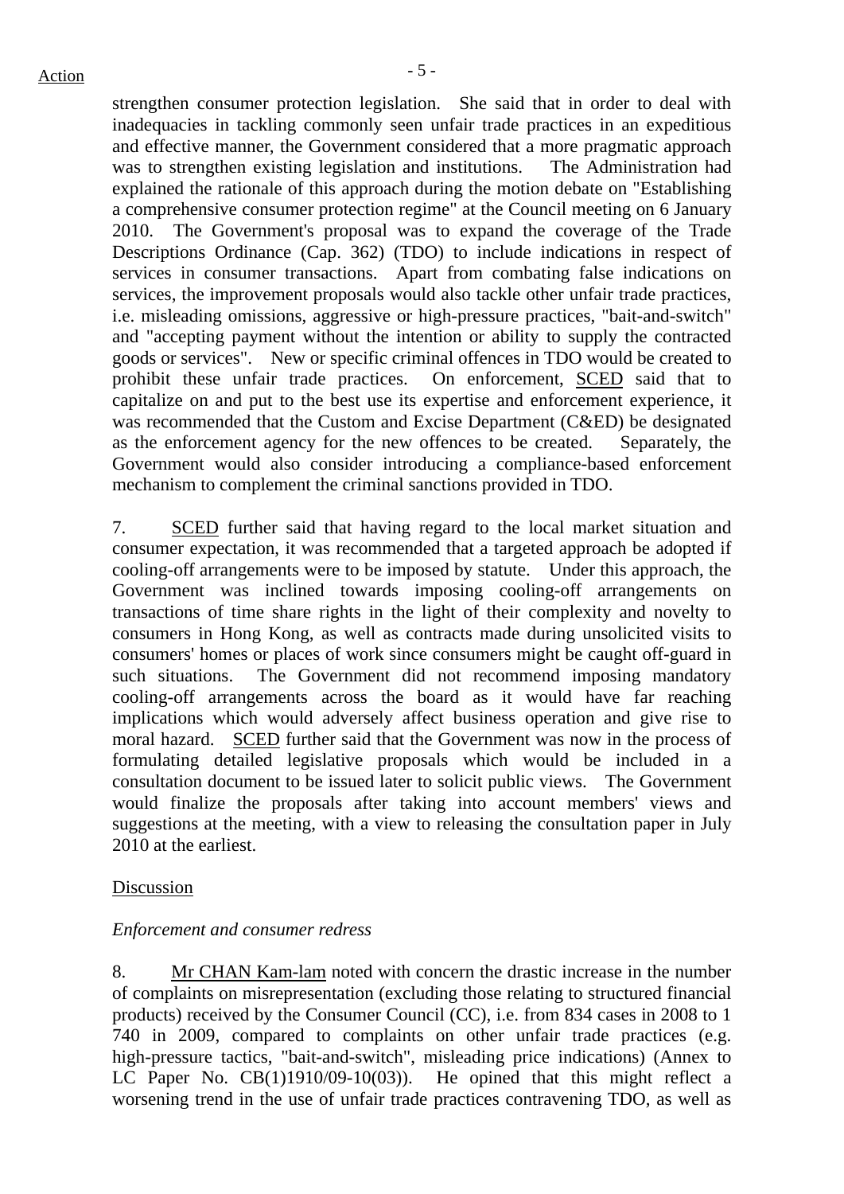strengthen consumer protection legislation. She said that in order to deal with inadequacies in tackling commonly seen unfair trade practices in an expeditious and effective manner, the Government considered that a more pragmatic approach was to strengthen existing legislation and institutions. The Administration had explained the rationale of this approach during the motion debate on "Establishing a comprehensive consumer protection regime" at the Council meeting on 6 January 2010. The Government's proposal was to expand the coverage of the Trade Descriptions Ordinance (Cap. 362) (TDO) to include indications in respect of services in consumer transactions. Apart from combating false indications on services, the improvement proposals would also tackle other unfair trade practices, i.e. misleading omissions, aggressive or high-pressure practices, "bait-and-switch" and "accepting payment without the intention or ability to supply the contracted goods or services". New or specific criminal offences in TDO would be created to prohibit these unfair trade practices. On enforcement, SCED said that to capitalize on and put to the best use its expertise and enforcement experience, it was recommended that the Custom and Excise Department (C&ED) be designated as the enforcement agency for the new offences to be created. Separately, the Government would also consider introducing a compliance-based enforcement mechanism to complement the criminal sanctions provided in TDO.

7. SCED further said that having regard to the local market situation and consumer expectation, it was recommended that a targeted approach be adopted if cooling-off arrangements were to be imposed by statute. Under this approach, the Government was inclined towards imposing cooling-off arrangements on transactions of time share rights in the light of their complexity and novelty to consumers in Hong Kong, as well as contracts made during unsolicited visits to consumers' homes or places of work since consumers might be caught off-guard in such situations. The Government did not recommend imposing mandatory cooling-off arrangements across the board as it would have far reaching implications which would adversely affect business operation and give rise to moral hazard. SCED further said that the Government was now in the process of formulating detailed legislative proposals which would be included in a consultation document to be issued later to solicit public views. The Government would finalize the proposals after taking into account members' views and suggestions at the meeting, with a view to releasing the consultation paper in July 2010 at the earliest.

Discussion

*Enforcement and consumer redress*

8. Mr CHAN Kam-lam noted with concern the drastic increase in the number of complaints on misrepresentation (excluding those relating to structured financial products) received by the Consumer Council (CC), i.e. from 834 cases in 2008 to 1 740 in 2009, compared to complaints on other unfair trade practices (e.g. high-pressure tactics, "bait-and-switch", misleading price indications) (Annex to LC Paper No. CB(1)1910/09-10(03)). He opined that this might reflect a worsening trend in the use of unfair trade practices contravening TDO, as well as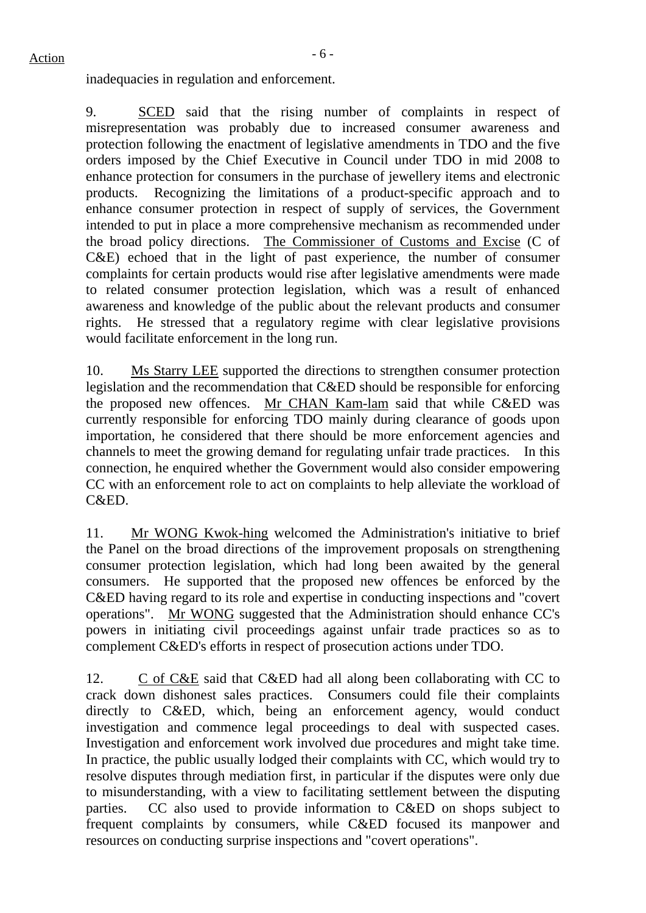inadequacies in regulation and enforcement.

9. SCED said that the rising number of complaints in respect of misrepresentation was probably due to increased consumer awareness and protection following the enactment of legislative amendments in TDO and the five orders imposed by the Chief Executive in Council under TDO in mid 2008 to enhance protection for consumers in the purchase of jewellery items and electronic products. Recognizing the limitations of a product-specific approach and to enhance consumer protection in respect of supply of services, the Government intended to put in place a more comprehensive mechanism as recommended under the broad policy directions. The Commissioner of Customs and Excise (C of C&E) echoed that in the light of past experience, the number of consumer complaints for certain products would rise after legislative amendments were made to related consumer protection legislation, which was a result of enhanced awareness and knowledge of the public about the relevant products and consumer rights. He stressed that a regulatory regime with clear legislative provisions would facilitate enforcement in the long run.

10. Ms Starry LEE supported the directions to strengthen consumer protection legislation and the recommendation that C&ED should be responsible for enforcing the proposed new offences. Mr CHAN Kam-lam said that while C&ED was currently responsible for enforcing TDO mainly during clearance of goods upon importation, he considered that there should be more enforcement agencies and channels to meet the growing demand for regulating unfair trade practices. In this connection, he enquired whether the Government would also consider empowering CC with an enforcement role to act on complaints to help alleviate the workload of C&ED.

11. Mr WONG Kwok-hing welcomed the Administration's initiative to brief the Panel on the broad directions of the improvement proposals on strengthening consumer protection legislation, which had long been awaited by the general consumers. He supported that the proposed new offences be enforced by the C&ED having regard to its role and expertise in conducting inspections and "covert operations". Mr WONG suggested that the Administration should enhance CC's powers in initiating civil proceedings against unfair trade practices so as to complement C&ED's efforts in respect of prosecution actions under TDO.

12. C of C&E said that C&ED had all along been collaborating with CC to crack down dishonest sales practices. Consumers could file their complaints directly to C&ED, which, being an enforcement agency, would conduct investigation and commence legal proceedings to deal with suspected cases. Investigation and enforcement work involved due procedures and might take time. In practice, the public usually lodged their complaints with CC, which would try to resolve disputes through mediation first, in particular if the disputes were only due to misunderstanding, with a view to facilitating settlement between the disputing parties. CC also used to provide information to C&ED on shops subject to frequent complaints by consumers, while C&ED focused its manpower and resources on conducting surprise inspections and "covert operations".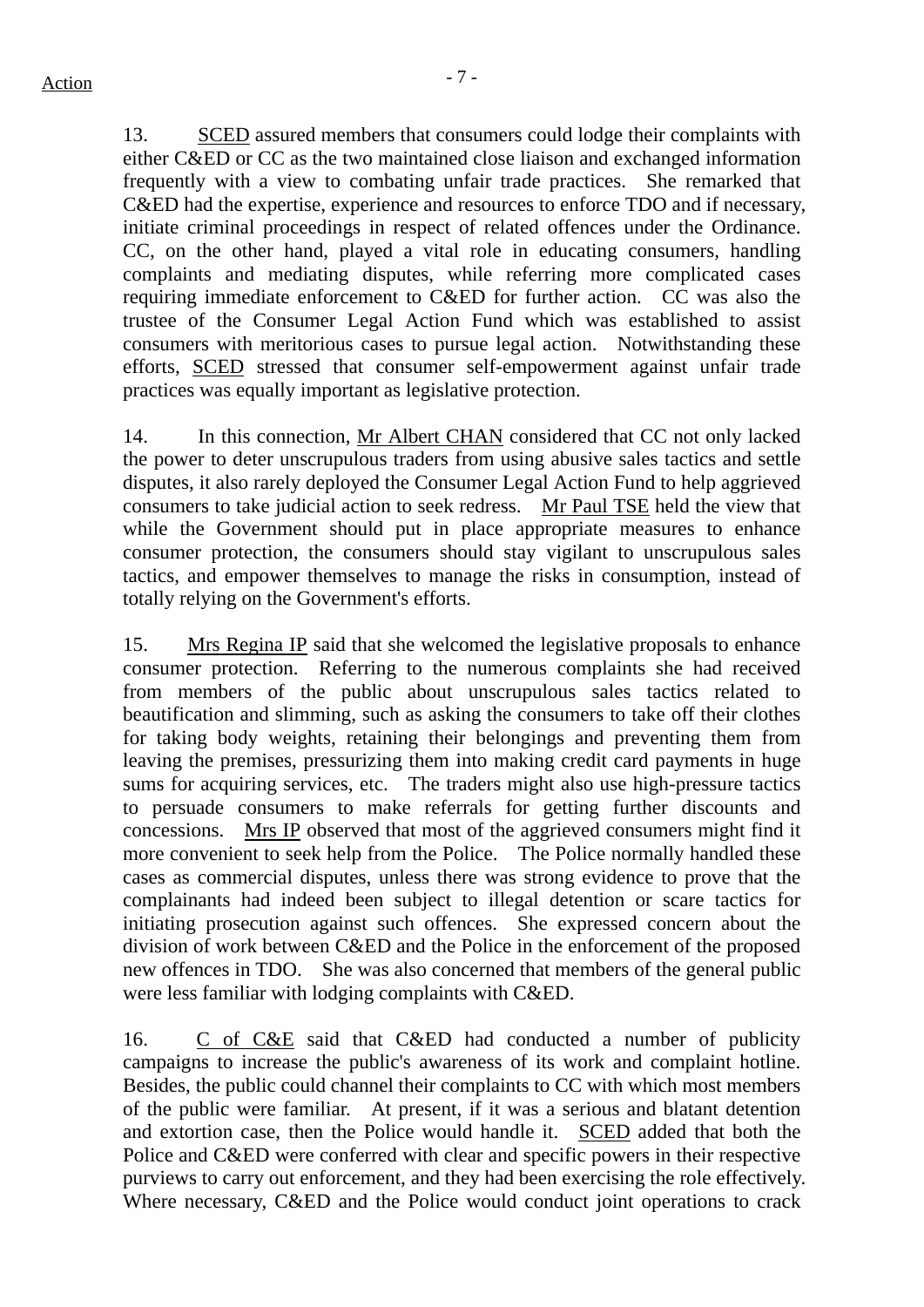13. SCED assured members that consumers could lodge their complaints with either C&ED or CC as the two maintained close liaison and exchanged information frequently with a view to combating unfair trade practices. She remarked that C&ED had the expertise, experience and resources to enforce TDO and if necessary, initiate criminal proceedings in respect of related offences under the Ordinance. CC, on the other hand, played a vital role in educating consumers, handling complaints and mediating disputes, while referring more complicated cases requiring immediate enforcement to C&ED for further action. CC was also the trustee of the Consumer Legal Action Fund which was established to assist consumers with meritorious cases to pursue legal action. Notwithstanding these efforts, SCED stressed that consumer self-empowerment against unfair trade practices was equally important as legislative protection.

14. In this connection, Mr Albert CHAN considered that CC not only lacked the power to deter unscrupulous traders from using abusive sales tactics and settle disputes, it also rarely deployed the Consumer Legal Action Fund to help aggrieved consumers to take judicial action to seek redress. Mr Paul TSE held the view that while the Government should put in place appropriate measures to enhance consumer protection, the consumers should stay vigilant to unscrupulous sales tactics, and empower themselves to manage the risks in consumption, instead of totally relying on the Government's efforts.

15. Mrs Regina IP said that she welcomed the legislative proposals to enhance consumer protection. Referring to the numerous complaints she had received from members of the public about unscrupulous sales tactics related to beautification and slimming, such as asking the consumers to take off their clothes for taking body weights, retaining their belongings and preventing them from leaving the premises, pressurizing them into making credit card payments in huge sums for acquiring services, etc. The traders might also use high-pressure tactics to persuade consumers to make referrals for getting further discounts and concessions. Mrs IP observed that most of the aggrieved consumers might find it more convenient to seek help from the Police. The Police normally handled these cases as commercial disputes, unless there was strong evidence to prove that the complainants had indeed been subject to illegal detention or scare tactics for initiating prosecution against such offences. She expressed concern about the division of work between C&ED and the Police in the enforcement of the proposed new offences in TDO. She was also concerned that members of the general public were less familiar with lodging complaints with C&ED.

16. C of C&E said that C&ED had conducted a number of publicity campaigns to increase the public's awareness of its work and complaint hotline. Besides, the public could channel their complaints to CC with which most members of the public were familiar. At present, if it was a serious and blatant detention and extortion case, then the Police would handle it. SCED added that both the Police and C&ED were conferred with clear and specific powers in their respective purviews to carry out enforcement, and they had been exercising the role effectively. Where necessary, C&ED and the Police would conduct joint operations to crack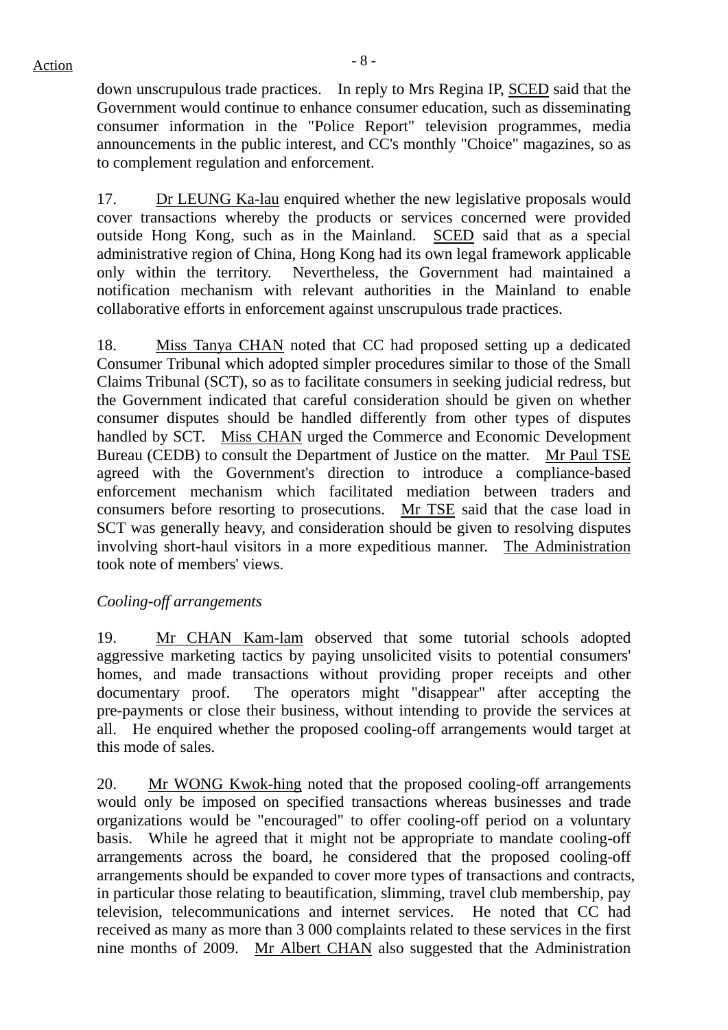down unscrupulous trade practices. In reply to Mrs Regina IP, SCED said that the Government would continue to enhance consumer education, such as disseminating consumer information in the "Police Report" television programmes, media announcements in the public interest, and CC's monthly "Choice" magazines, so as to complement regulation and enforcement.

17. Dr LEUNG Ka-lau enquired whether the new legislative proposals would cover transactions whereby the products or services concerned were provided outside Hong Kong, such as in the Mainland. SCED said that as a special administrative region of China, Hong Kong had its own legal framework applicable only within the territory. Nevertheless, the Government had maintained a notification mechanism with relevant authorities in the Mainland to enable collaborative efforts in enforcement against unscrupulous trade practices.

18. Miss Tanya CHAN noted that CC had proposed setting up a dedicated Consumer Tribunal which adopted simpler procedures similar to those of the Small Claims Tribunal (SCT), so as to facilitate consumers in seeking judicial redress, but the Government indicated that careful consideration should be given on whether consumer disputes should be handled differently from other types of disputes handled by SCT. Miss CHAN urged the Commerce and Economic Development Bureau (CEDB) to consult the Department of Justice on the matter. Mr Paul TSE agreed with the Government's direction to introduce a compliance-based enforcement mechanism which facilitated mediation between traders and consumers before resorting to prosecutions. Mr TSE said that the case load in SCT was generally heavy, and consideration should be given to resolving disputes involving short-haul visitors in a more expeditious manner. The Administration took note of members' views.

*Cooling-off arrangements*

19. Mr CHAN Kam-lam observed that some tutorial schools adopted aggressive marketing tactics by paying unsolicited visits to potential consumers' homes, and made transactions without providing proper receipts and other documentary proof. The operators might "disappear" after accepting the pre-payments or close their business, without intending to provide the services at all. He enquired whether the proposed cooling-off arrangements would target at this mode of sales.

20. Mr WONG Kwok-hing noted that the proposed cooling-off arrangements would only be imposed on specified transactions whereas businesses and trade organizations would be "encouraged" to offer cooling-off period on a voluntary basis. While he agreed that it might not be appropriate to mandate cooling-off arrangements across the board, he considered that the proposed cooling-off arrangements should be expanded to cover more types of transactions and contracts, in particular those relating to beautification, slimming, travel club membership, pay television, telecommunications and internet services. He noted that CC had received as many as more than 3 000 complaints related to these services in the first nine months of 2009. Mr Albert CHAN also suggested that the Administration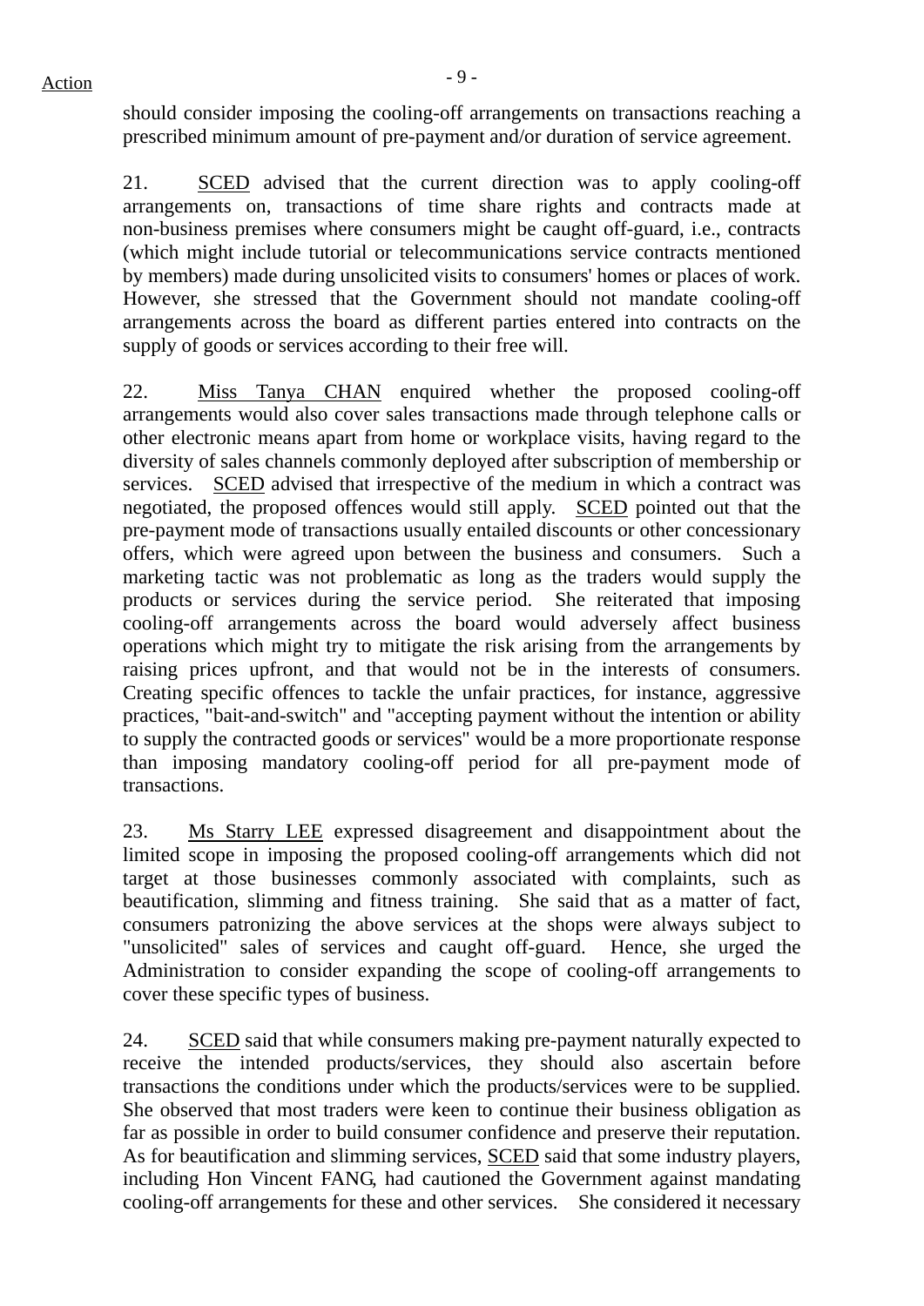should consider imposing the cooling-off arrangements on transactions reaching a prescribed minimum amount of pre-payment and/or duration of service agreement.

21. SCED advised that the current direction was to apply cooling-off arrangements on, transactions of time share rights and contracts made at non-business premises where consumers might be caught off-guard, i.e., contracts (which might include tutorial or telecommunications service contracts mentioned by members) made during unsolicited visits to consumers' homes or places of work. However, she stressed that the Government should not mandate cooling-off arrangements across the board as different parties entered into contracts on the supply of goods or services according to their free will.

22. Miss Tanya CHAN enquired whether the proposed cooling-off arrangements would also cover sales transactions made through telephone calls or other electronic means apart from home or workplace visits, having regard to the diversity of sales channels commonly deployed after subscription of membership or services. SCED advised that irrespective of the medium in which a contract was negotiated, the proposed offences would still apply. SCED pointed out that the pre-payment mode of transactions usually entailed discounts or other concessionary offers, which were agreed upon between the business and consumers. Such a marketing tactic was not problematic as long as the traders would supply the products or services during the service period. She reiterated that imposing cooling-off arrangements across the board would adversely affect business operations which might try to mitigate the risk arising from the arrangements by raising prices upfront, and that would not be in the interests of consumers. Creating specific offences to tackle the unfair practices, for instance, aggressive practices, "bait-and-switch" and "accepting payment without the intention or ability to supply the contracted goods or services" would be a more proportionate response than imposing mandatory cooling-off period for all pre-payment mode of transactions.

23. Ms Starry LEE expressed disagreement and disappointment about the limited scope in imposing the proposed cooling-off arrangements which did not target at those businesses commonly associated with complaints, such as beautification, slimming and fitness training. She said that as a matter of fact, consumers patronizing the above services at the shops were always subject to "unsolicited" sales of services and caught off-guard. Hence, she urged the Administration to consider expanding the scope of cooling-off arrangements to cover these specific types of business.

24. SCED said that while consumers making pre-payment naturally expected to receive the intended products/services, they should also ascertain before transactions the conditions under which the products/services were to be supplied. She observed that most traders were keen to continue their business obligation as far as possible in order to build consumer confidence and preserve their reputation. As for beautification and slimming services, SCED said that some industry players, including Hon Vincent FANG, had cautioned the Government against mandating cooling-off arrangements for these and other services. She considered it necessary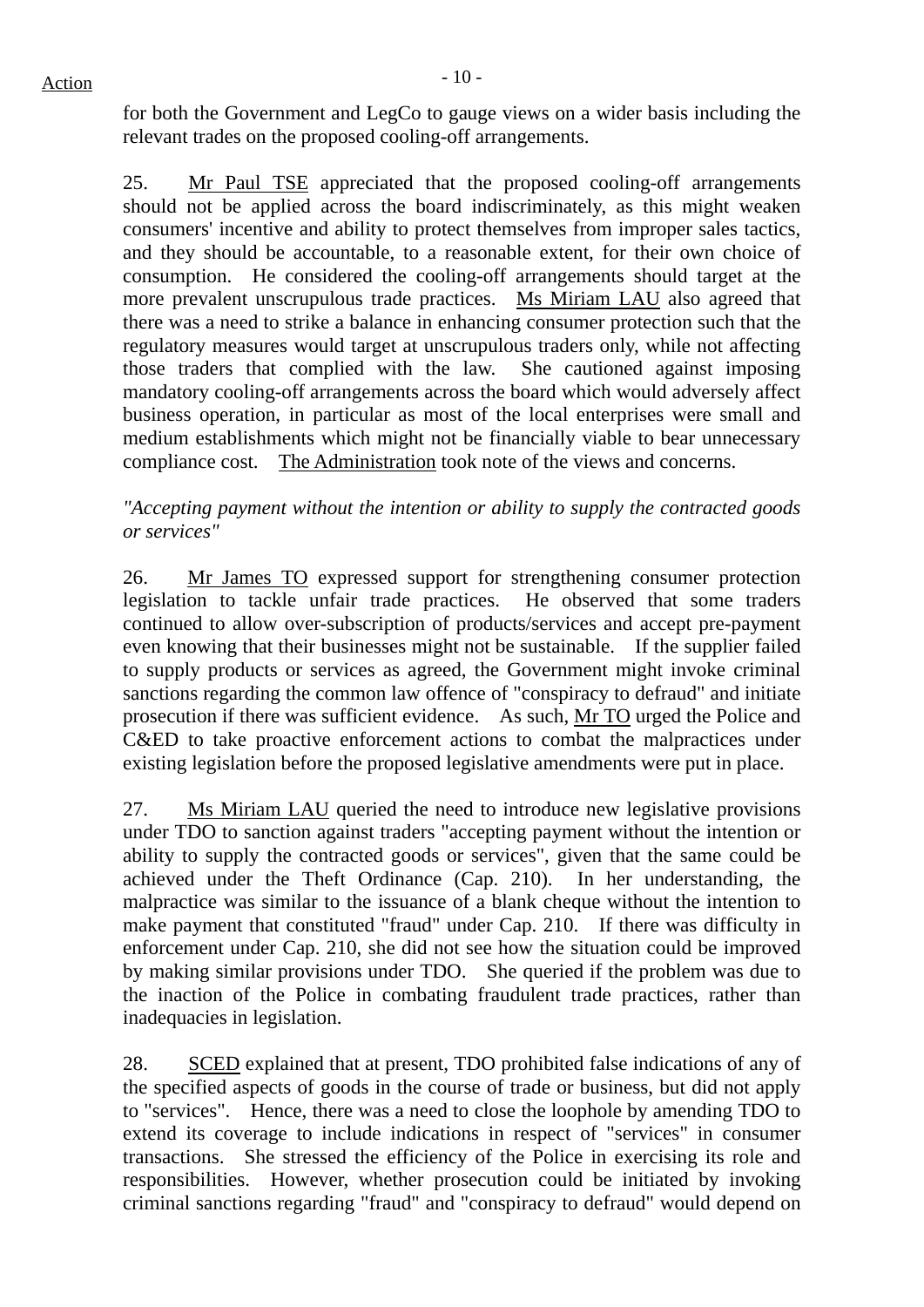for both the Government and LegCo to gauge views on a wider basis including the relevant trades on the proposed cooling-off arrangements.

25. Mr Paul TSE appreciated that the proposed cooling-off arrangements should not be applied across the board indiscriminately, as this might weaken consumers' incentive and ability to protect themselves from improper sales tactics, and they should be accountable, to a reasonable extent, for their own choice of consumption. He considered the cooling-off arrangements should target at the more prevalent unscrupulous trade practices. Ms Miriam LAU also agreed that there was a need to strike a balance in enhancing consumer protection such that the regulatory measures would target at unscrupulous traders only, while not affecting those traders that complied with the law. She cautioned against imposing mandatory cooling-off arrangements across the board which would adversely affect business operation, in particular as most of the local enterprises were small and medium establishments which might not be financially viable to bear unnecessary compliance cost. The Administration took note of the views and concerns.

*"Accepting payment without the intention or ability to supply the contracted goods or services"*

26. Mr James TO expressed support for strengthening consumer protection legislation to tackle unfair trade practices. He observed that some traders continued to allow over-subscription of products/services and accept pre-payment even knowing that their businesses might not be sustainable. If the supplier failed to supply products or services as agreed, the Government might invoke criminal sanctions regarding the common law offence of "conspiracy to defraud" and initiate prosecution if there was sufficient evidence. As such, Mr TO urged the Police and C&ED to take proactive enforcement actions to combat the malpractices under existing legislation before the proposed legislative amendments were put in place.

27. Ms Miriam LAU queried the need to introduce new legislative provisions under TDO to sanction against traders "accepting payment without the intention or ability to supply the contracted goods or services", given that the same could be achieved under the Theft Ordinance (Cap. 210). In her understanding, the malpractice was similar to the issuance of a blank cheque without the intention to make payment that constituted "fraud" under Cap. 210. If there was difficulty in enforcement under Cap. 210, she did not see how the situation could be improved by making similar provisions under TDO. She queried if the problem was due to the inaction of the Police in combating fraudulent trade practices, rather than inadequacies in legislation.

28. SCED explained that at present, TDO prohibited false indications of any of the specified aspects of goods in the course of trade or business, but did not apply to "services". Hence, there was a need to close the loophole by amending TDO to extend its coverage to include indications in respect of "services" in consumer transactions. She stressed the efficiency of the Police in exercising its role and responsibilities. However, whether prosecution could be initiated by invoking criminal sanctions regarding "fraud" and "conspiracy to defraud" would depend on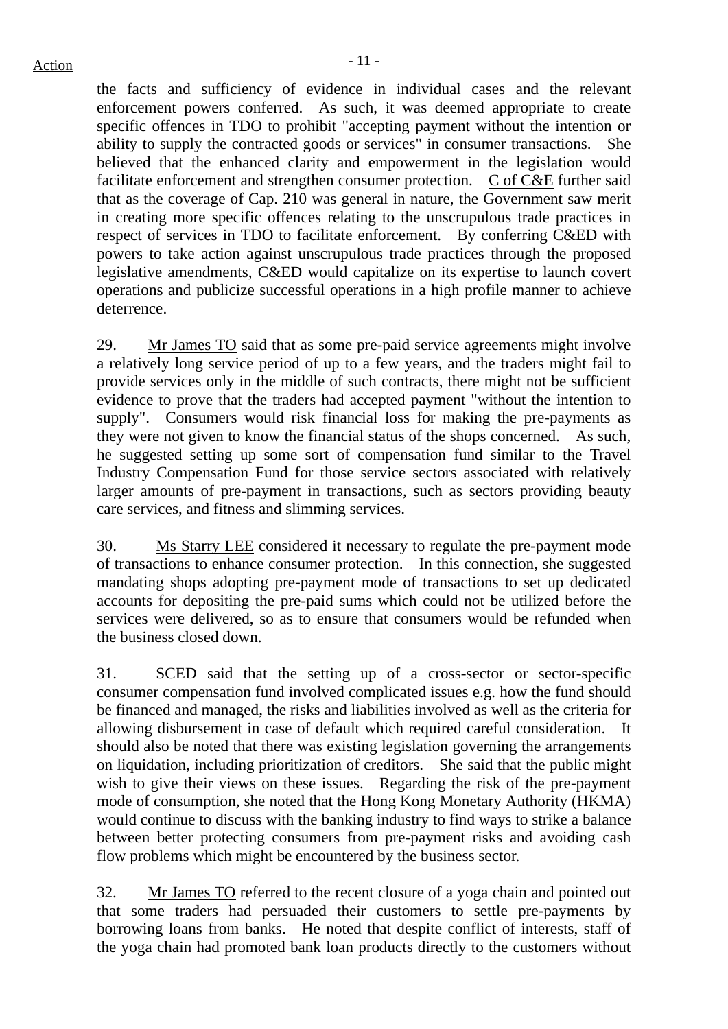the facts and sufficiency of evidence in individual cases and the relevant enforcement powers conferred. As such, it was deemed appropriate to create specific offences in TDO to prohibit "accepting payment without the intention or ability to supply the contracted goods or services" in consumer transactions. She believed that the enhanced clarity and empowerment in the legislation would facilitate enforcement and strengthen consumer protection. C of C&E further said that as the coverage of Cap. 210 was general in nature, the Government saw merit in creating more specific offences relating to the unscrupulous trade practices in respect of services in TDO to facilitate enforcement. By conferring C&ED with powers to take action against unscrupulous trade practices through the proposed legislative amendments, C&ED would capitalize on its expertise to launch covert operations and publicize successful operations in a high profile manner to achieve deterrence.

29. Mr James TO said that as some pre-paid service agreements might involve a relatively long service period of up to a few years, and the traders might fail to provide services only in the middle of such contracts, there might not be sufficient evidence to prove that the traders had accepted payment "without the intention to supply". Consumers would risk financial loss for making the pre-payments as they were not given to know the financial status of the shops concerned. As such, he suggested setting up some sort of compensation fund similar to the Travel Industry Compensation Fund for those service sectors associated with relatively larger amounts of pre-payment in transactions, such as sectors providing beauty care services, and fitness and slimming services.

30. Ms Starry LEE considered it necessary to regulate the pre-payment mode of transactions to enhance consumer protection. In this connection, she suggested mandating shops adopting pre-payment mode of transactions to set up dedicated accounts for depositing the pre-paid sums which could not be utilized before the services were delivered, so as to ensure that consumers would be refunded when the business closed down.

31. SCED said that the setting up of a cross-sector or sector-specific consumer compensation fund involved complicated issues e.g. how the fund should be financed and managed, the risks and liabilities involved as well as the criteria for allowing disbursement in case of default which required careful consideration. It should also be noted that there was existing legislation governing the arrangements on liquidation, including prioritization of creditors. She said that the public might wish to give their views on these issues. Regarding the risk of the pre-payment mode of consumption, she noted that the Hong Kong Monetary Authority (HKMA) would continue to discuss with the banking industry to find ways to strike a balance between better protecting consumers from pre-payment risks and avoiding cash flow problems which might be encountered by the business sector.

32. Mr James TO referred to the recent closure of a yoga chain and pointed out that some traders had persuaded their customers to settle pre-payments by borrowing loans from banks. He noted that despite conflict of interests, staff of the yoga chain had promoted bank loan products directly to the customers without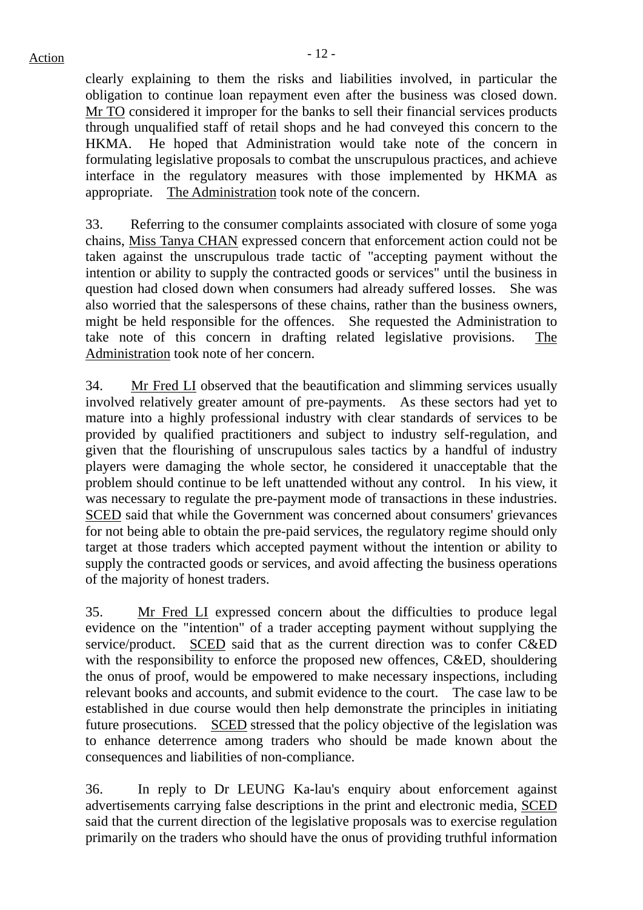clearly explaining to them the risks and liabilities involved, in particular the obligation to continue loan repayment even after the business was closed down. Mr TO considered it improper for the banks to sell their financial services products through unqualified staff of retail shops and he had conveyed this concern to the HKMA. He hoped that Administration would take note of the concern in formulating legislative proposals to combat the unscrupulous practices, and achieve interface in the regulatory measures with those implemented by HKMA as appropriate. The Administration took note of the concern.

33. Referring to the consumer complaints associated with closure of some yoga chains, Miss Tanya CHAN expressed concern that enforcement action could not be taken against the unscrupulous trade tactic of "accepting payment without the intention or ability to supply the contracted goods or services" until the business in question had closed down when consumers had already suffered losses. She was also worried that the salespersons of these chains, rather than the business owners, might be held responsible for the offences. She requested the Administration to take note of this concern in drafting related legislative provisions. The Administration took note of her concern.

34. Mr Fred LI observed that the beautification and slimming services usually involved relatively greater amount of pre-payments. As these sectors had yet to mature into a highly professional industry with clear standards of services to be provided by qualified practitioners and subject to industry self-regulation, and given that the flourishing of unscrupulous sales tactics by a handful of industry players were damaging the whole sector, he considered it unacceptable that the problem should continue to be left unattended without any control. In his view, it was necessary to regulate the pre-payment mode of transactions in these industries. SCED said that while the Government was concerned about consumers' grievances for not being able to obtain the pre-paid services, the regulatory regime should only target at those traders which accepted payment without the intention or ability to supply the contracted goods or services, and avoid affecting the business operations of the majority of honest traders.

35. Mr Fred LI expressed concern about the difficulties to produce legal evidence on the "intention" of a trader accepting payment without supplying the service/product. SCED said that as the current direction was to confer C&ED with the responsibility to enforce the proposed new offences, C&ED, shouldering the onus of proof, would be empowered to make necessary inspections, including relevant books and accounts, and submit evidence to the court. The case law to be established in due course would then help demonstrate the principles in initiating future prosecutions. SCED stressed that the policy objective of the legislation was to enhance deterrence among traders who should be made known about the consequences and liabilities of non-compliance.

36. In reply to Dr LEUNG Ka-lau's enquiry about enforcement against advertisements carrying false descriptions in the print and electronic media, SCED said that the current direction of the legislative proposals was to exercise regulation primarily on the traders who should have the onus of providing truthful information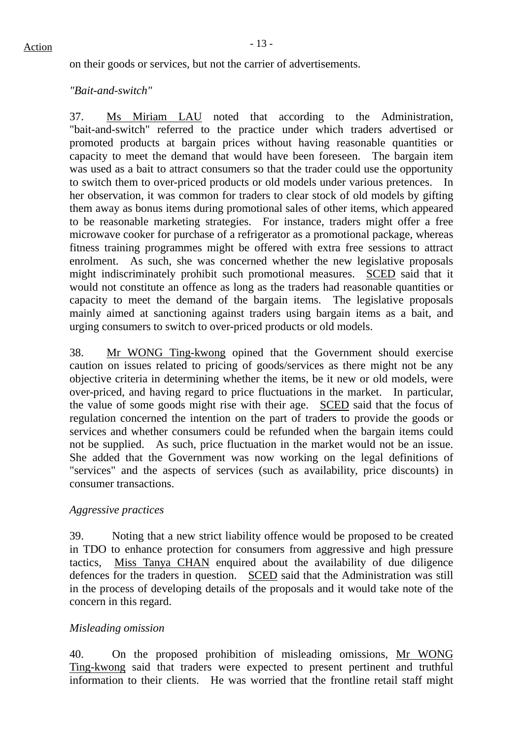on their goods or services, but not the carrier of advertisements.

*"Bait-and-switch"*

37. Ms Miriam LAU noted that according to the Administration, "bait-and-switch" referred to the practice under which traders advertised or promoted products at bargain prices without having reasonable quantities or capacity to meet the demand that would have been foreseen. The bargain item was used as a bait to attract consumers so that the trader could use the opportunity to switch them to over-priced products or old models under various pretences. In her observation, it was common for traders to clear stock of old models by gifting them away as bonus items during promotional sales of other items, which appeared to be reasonable marketing strategies. For instance, traders might offer a free microwave cooker for purchase of a refrigerator as a promotional package, whereas fitness training programmes might be offered with extra free sessions to attract enrolment. As such, she was concerned whether the new legislative proposals might indiscriminately prohibit such promotional measures. SCED said that it would not constitute an offence as long as the traders had reasonable quantities or capacity to meet the demand of the bargain items. The legislative proposals mainly aimed at sanctioning against traders using bargain items as a bait, and urging consumers to switch to over-priced products or old models.

38. Mr WONG Ting-kwong opined that the Government should exercise caution on issues related to pricing of goods/services as there might not be any objective criteria in determining whether the items, be it new or old models, were over-priced, and having regard to price fluctuations in the market. In particular, the value of some goods might rise with their age. SCED said that the focus of regulation concerned the intention on the part of traders to provide the goods or services and whether consumers could be refunded when the bargain items could not be supplied. As such, price fluctuation in the market would not be an issue. She added that the Government was now working on the legal definitions of "services" and the aspects of services (such as availability, price discounts) in consumer transactions.

*Aggressive practices*

39. Noting that a new strict liability offence would be proposed to be created in TDO to enhance protection for consumers from aggressive and high pressure tactics, Miss Tanya CHAN enquired about the availability of due diligence defences for the traders in question. SCED said that the Administration was still in the process of developing details of the proposals and it would take note of the concern in this regard.

*Misleading omission*

40. On the proposed prohibition of misleading omissions, Mr WONG Ting-kwong said that traders were expected to present pertinent and truthful information to their clients. He was worried that the frontline retail staff might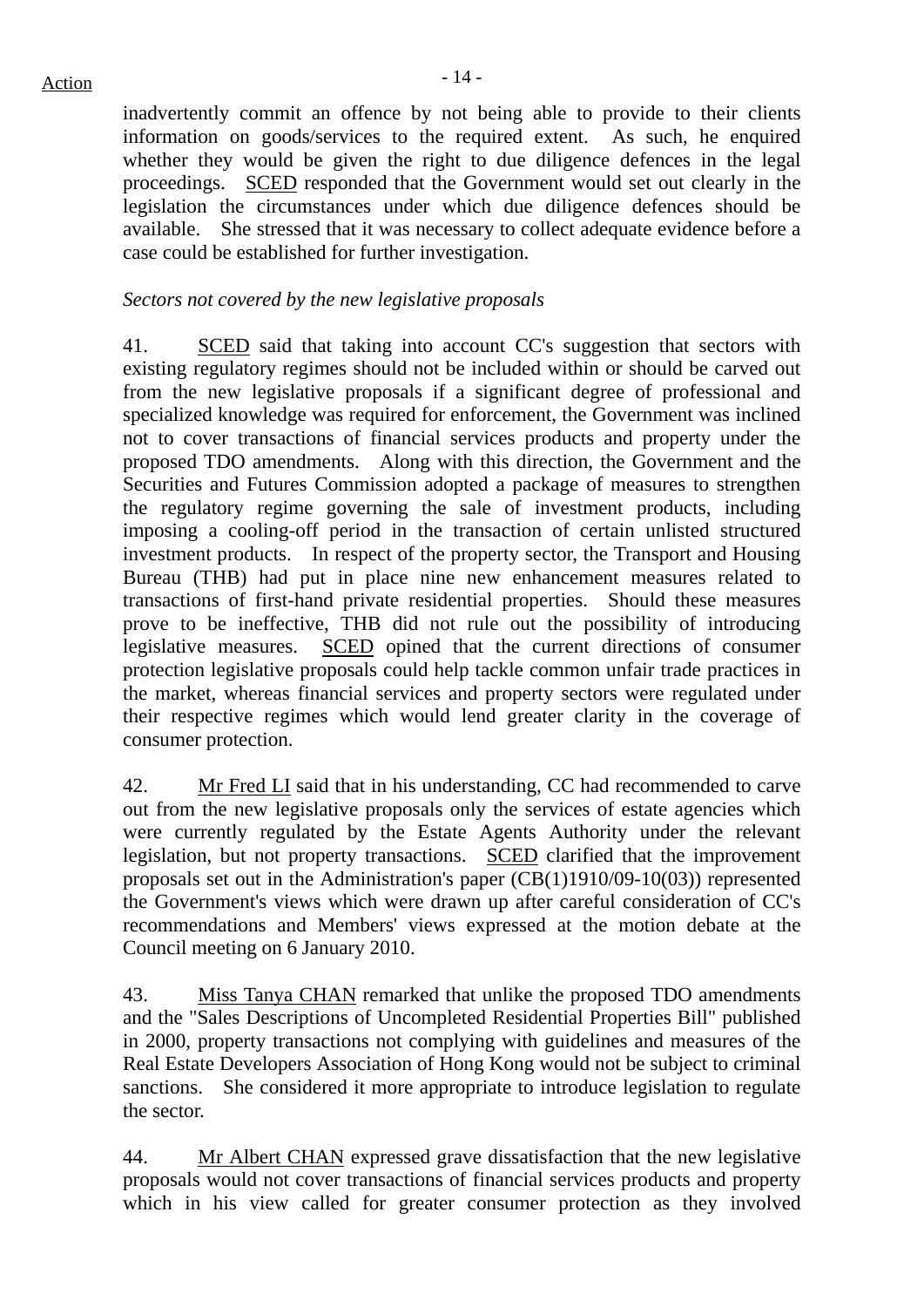inadvertently commit an offence by not being able to provide to their clients information on goods/services to the required extent. As such, he enquired whether they would be given the right to due diligence defences in the legal proceedings. SCED responded that the Government would set out clearly in the legislation the circumstances under which due diligence defences should be available. She stressed that it was necessary to collect adequate evidence before a case could be established for further investigation.

*Sectors not covered by the new legislative proposals*

41. SCED said that taking into account CC's suggestion that sectors with existing regulatory regimes should not be included within or should be carved out from the new legislative proposals if a significant degree of professional and specialized knowledge was required for enforcement, the Government was inclined not to cover transactions of financial services products and property under the proposed TDO amendments. Along with this direction, the Government and the Securities and Futures Commission adopted a package of measures to strengthen the regulatory regime governing the sale of investment products, including imposing a cooling-off period in the transaction of certain unlisted structured investment products. In respect of the property sector, the Transport and Housing Bureau (THB) had put in place nine new enhancement measures related to transactions of first-hand private residential properties. Should these measures prove to be ineffective, THB did not rule out the possibility of introducing legislative measures. SCED opined that the current directions of consumer protection legislative proposals could help tackle common unfair trade practices in the market, whereas financial services and property sectors were regulated under their respective regimes which would lend greater clarity in the coverage of consumer protection.

42. Mr Fred LI said that in his understanding, CC had recommended to carve out from the new legislative proposals only the services of estate agencies which were currently regulated by the Estate Agents Authority under the relevant legislation, but not property transactions. SCED clarified that the improvement proposals set out in the Administration's paper (CB(1)1910/09-10(03)) represented the Government's views which were drawn up after careful consideration of CC's recommendations and Members' views expressed at the motion debate at the Council meeting on 6 January 2010.

43. Miss Tanya CHAN remarked that unlike the proposed TDO amendments and the "Sales Descriptions of Uncompleted Residential Properties Bill" published in 2000, property transactions not complying with guidelines and measures of the Real Estate Developers Association of Hong Kong would not be subject to criminal sanctions. She considered it more appropriate to introduce legislation to regulate the sector.

44. Mr Albert CHAN expressed grave dissatisfaction that the new legislative proposals would not cover transactions of financial services products and property which in his view called for greater consumer protection as they involved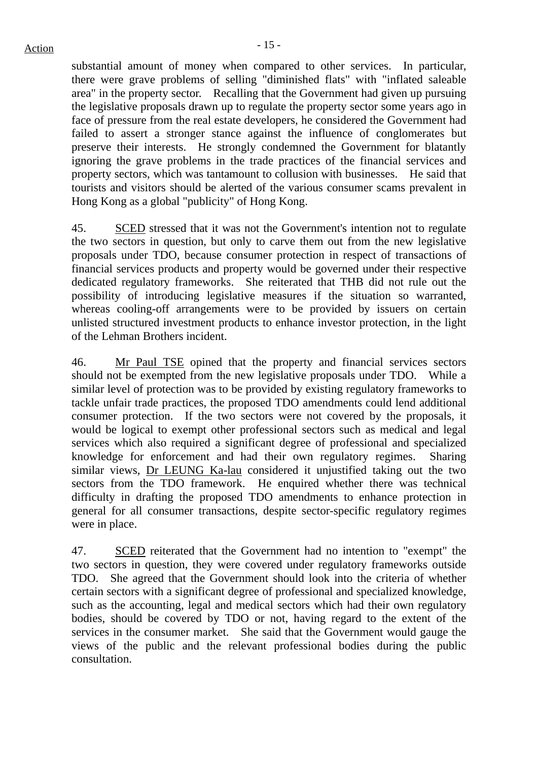substantial amount of money when compared to other services. In particular, there were grave problems of selling "diminished flats" with "inflated saleable area" in the property sector. Recalling that the Government had given up pursuing the legislative proposals drawn up to regulate the property sector some years ago in face of pressure from the real estate developers, he considered the Government had failed to assert a stronger stance against the influence of conglomerates but preserve their interests. He strongly condemned the Government for blatantly ignoring the grave problems in the trade practices of the financial services and property sectors, which was tantamount to collusion with businesses. He said that tourists and visitors should be alerted of the various consumer scams prevalent in Hong Kong as a global "publicity" of Hong Kong.

45. SCED stressed that it was not the Government's intention not to regulate the two sectors in question, but only to carve them out from the new legislative proposals under TDO, because consumer protection in respect of transactions of financial services products and property would be governed under their respective dedicated regulatory frameworks. She reiterated that THB did not rule out the possibility of introducing legislative measures if the situation so warranted, whereas cooling-off arrangements were to be provided by issuers on certain unlisted structured investment products to enhance investor protection, in the light of the Lehman Brothers incident.

46. Mr Paul TSE opined that the property and financial services sectors should not be exempted from the new legislative proposals under TDO. While a similar level of protection was to be provided by existing regulatory frameworks to tackle unfair trade practices, the proposed TDO amendments could lend additional consumer protection. If the two sectors were not covered by the proposals, it would be logical to exempt other professional sectors such as medical and legal services which also required a significant degree of professional and specialized knowledge for enforcement and had their own regulatory regimes. Sharing similar views, Dr LEUNG Ka-lau considered it unjustified taking out the two sectors from the TDO framework. He enquired whether there was technical difficulty in drafting the proposed TDO amendments to enhance protection in general for all consumer transactions, despite sector-specific regulatory regimes were in place.

47. SCED reiterated that the Government had no intention to "exempt" the two sectors in question, they were covered under regulatory frameworks outside TDO. She agreed that the Government should look into the criteria of whether certain sectors with a significant degree of professional and specialized knowledge, such as the accounting, legal and medical sectors which had their own regulatory bodies, should be covered by TDO or not, having regard to the extent of the services in the consumer market. She said that the Government would gauge the views of the public and the relevant professional bodies during the public consultation.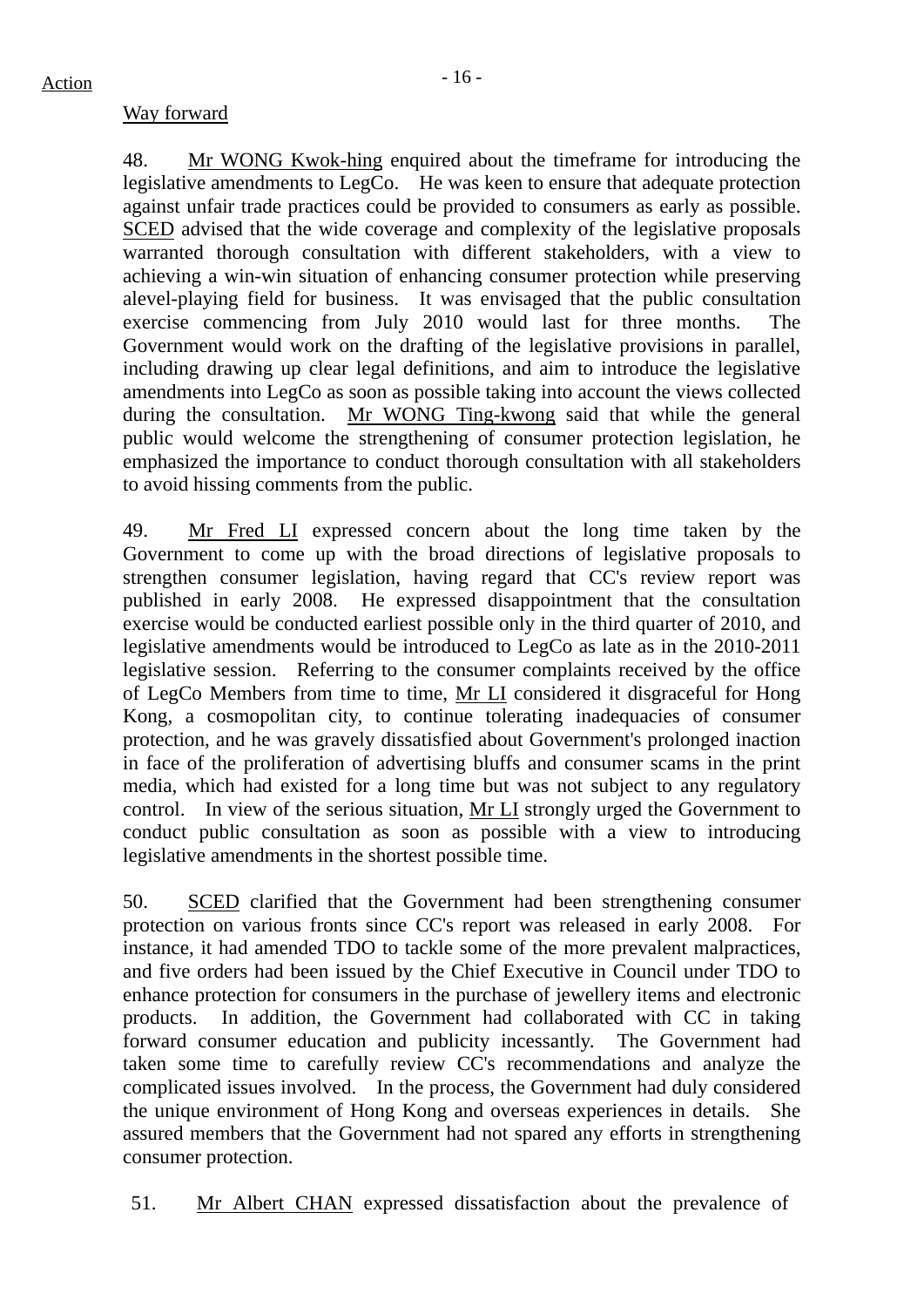Action

Way forward

48. Mr WONG Kwok-hing enquired about the timeframe for introducing the legislative amendments to LegCo. He was keen to ensure that adequate protection against unfair trade practices could be provided to consumers as early as possible. SCED advised that the wide coverage and complexity of the legislative proposals warranted thorough consultation with different stakeholders, with a view to achieving a win-win situation of enhancing consumer protection while preserving alevel-playing field for business. It was envisaged that the public consultation exercise commencing from July 2010 would last for three months. The Government would work on the drafting of the legislative provisions in parallel, including drawing up clear legal definitions, and aim to introduce the legislative amendments into LegCo as soon as possible taking into account the views collected during the consultation. Mr WONG Ting-kwong said that while the general public would welcome the strengthening of consumer protection legislation, he emphasized the importance to conduct thorough consultation with all stakeholders to avoid hissing comments from the public.

49. Mr Fred LI expressed concern about the long time taken by the Government to come up with the broad directions of legislative proposals to strengthen consumer legislation, having regard that CC's review report was published in early 2008. He expressed disappointment that the consultation exercise would be conducted earliest possible only in the third quarter of 2010, and legislative amendments would be introduced to LegCo as late as in the 2010-2011 legislative session. Referring to the consumer complaints received by the office of LegCo Members from time to time, Mr LI considered it disgraceful for Hong Kong, a cosmopolitan city, to continue tolerating inadequacies of consumer protection, and he was gravely dissatisfied about Government's prolonged inaction in face of the proliferation of advertising bluffs and consumer scams in the print media, which had existed for a long time but was not subject to any regulatory control. In view of the serious situation, Mr LI strongly urged the Government to conduct public consultation as soon as possible with a view to introducing legislative amendments in the shortest possible time.

50. SCED clarified that the Government had been strengthening consumer protection on various fronts since CC's report was released in early 2008. For instance, it had amended TDO to tackle some of the more prevalent malpractices, and five orders had been issued by the Chief Executive in Council under TDO to enhance protection for consumers in the purchase of jewellery items and electronic products. In addition, the Government had collaborated with CC in taking forward consumer education and publicity incessantly. The Government had taken some time to carefully review CC's recommendations and analyze the complicated issues involved. In the process, the Government had duly considered the unique environment of Hong Kong and overseas experiences in details. She assured members that the Government had not spared any efforts in strengthening consumer protection.

51. Mr Albert CHAN expressed dissatisfaction about the prevalence of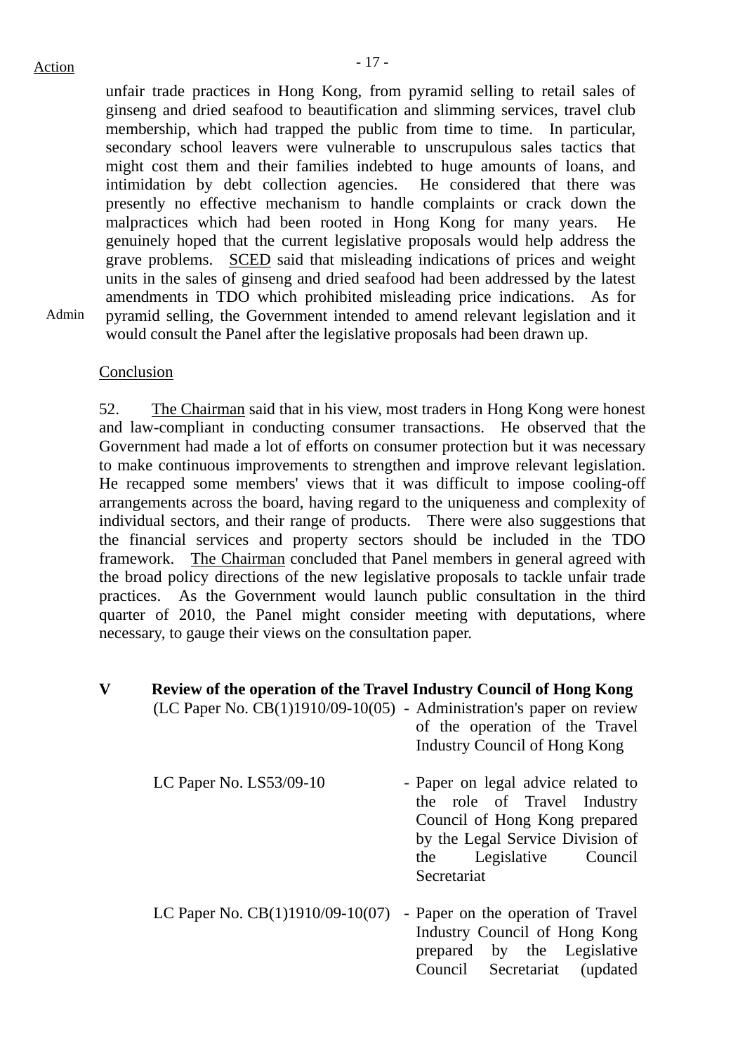Action

unfair trade practices in Hong Kong, from pyramid selling to retail sales of ginseng and dried seafood to beautification and slimming services, travel club membership, which had trapped the public from time to time. In particular, secondary school leavers were vulnerable to unscrupulous sales tactics that might cost them and their families indebted to huge amounts of loans, and intimidation by debt collection agencies. He considered that there was presently no effective mechanism to handle complaints or crack down the malpractices which had been rooted in Hong Kong for many years. He genuinely hoped that the current legislative proposals would help address the grave problems. SCED said that misleading indications of prices and weight units in the sales of ginseng and dried seafood had been addressed by the latest amendments in TDO which prohibited misleading price indications. As for pyramid selling, the Government intended to amend relevant legislation and it would consult the Panel after the legislative proposals had been drawn up.

Admin

Conclusion

52. The Chairman said that in his view, most traders in Hong Kong were honest and law-compliant in conducting consumer transactions. He observed that the Government had made a lot of efforts on consumer protection but it was necessary to make continuous improvements to strengthen and improve relevant legislation. He recapped some members' views that it was difficult to impose cooling-off arrangements across the board, having regard to the uniqueness and complexity of individual sectors, and their range of products. There were also suggestions that the financial services and property sectors should be included in the TDO framework. The Chairman concluded that Panel members in general agreed with the broad policy directions of the new legislative proposals to tackle unfair trade practices. As the Government would launch public consultation in the third quarter of 2010, the Panel might consider meeting with deputations, where necessary, to gauge their views on the consultation paper.

**V Review of the operation of the Travel Industry Council of Hong Kong**

(LC Paper No. CB(1)1910/09-10(05) - Administration's paper on review of the operation of the Travel Industry Council of Hong Kong

LC Paper No. LS53/09-10 - Paper on legal advice related to the role of Travel Industry Council of Hong Kong prepared by the Legal Service Division of the Legislative Council Secretariat

LC Paper No. CB(1)1910/09-10(07) - Paper on the operation of Travel Industry Council of Hong Kong prepared by the Legislative Council Secretariat (updated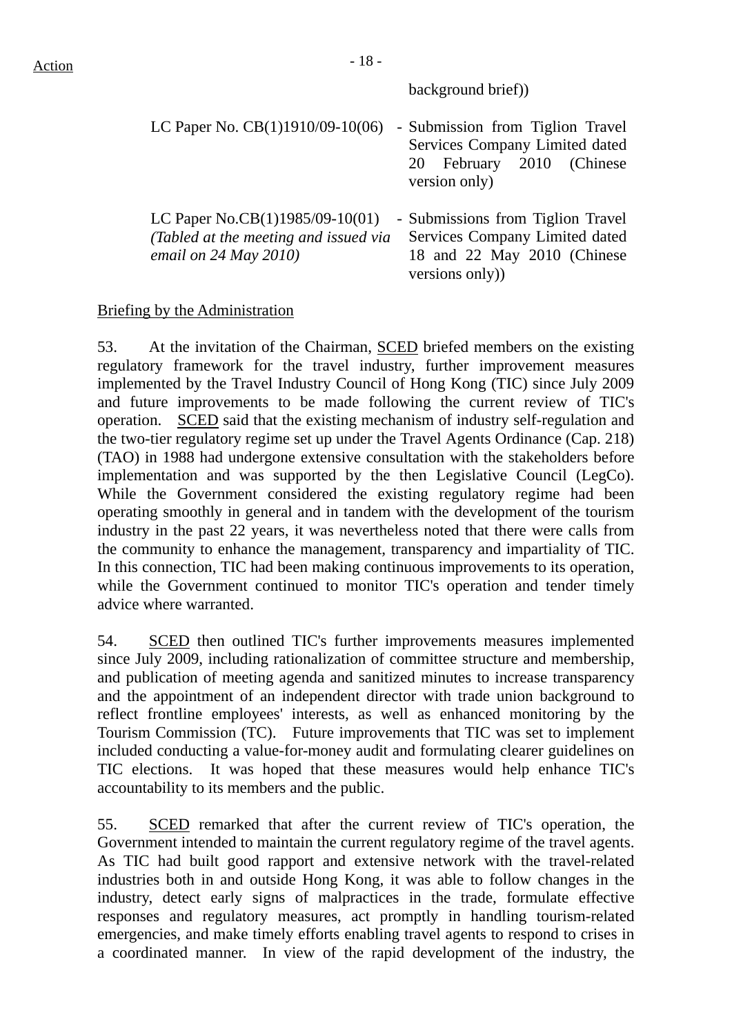Action

background brief))

| | |
|---|---|
| LC Paper No. CB(1)1910/09-10(06) | - Submission from Tiglion Travel Services Company Limited dated 20 February 2010 (Chinese version only) |
| LC Paper No.CB(1)1985/09-10(01) *(Tabled at the meeting and issued via email on 24 May 2010)* | - Submissions from Tiglion Travel Services Company Limited dated 18 and 22 May 2010 (Chinese versions only)) |

Briefing by the Administration

53. At the invitation of the Chairman, SCED briefed members on the existing regulatory framework for the travel industry, further improvement measures implemented by the Travel Industry Council of Hong Kong (TIC) since July 2009 and future improvements to be made following the current review of TIC's operation. SCED said that the existing mechanism of industry self-regulation and the two-tier regulatory regime set up under the Travel Agents Ordinance (Cap. 218) (TAO) in 1988 had undergone extensive consultation with the stakeholders before implementation and was supported by the then Legislative Council (LegCo). While the Government considered the existing regulatory regime had been operating smoothly in general and in tandem with the development of the tourism industry in the past 22 years, it was nevertheless noted that there were calls from the community to enhance the management, transparency and impartiality of TIC. In this connection, TIC had been making continuous improvements to its operation, while the Government continued to monitor TIC's operation and tender timely advice where warranted.

54. SCED then outlined TIC's further improvements measures implemented since July 2009, including rationalization of committee structure and membership, and publication of meeting agenda and sanitized minutes to increase transparency and the appointment of an independent director with trade union background to reflect frontline employees' interests, as well as enhanced monitoring by the Tourism Commission (TC). Future improvements that TIC was set to implement included conducting a value-for-money audit and formulating clearer guidelines on TIC elections. It was hoped that these measures would help enhance TIC's accountability to its members and the public.

55. SCED remarked that after the current review of TIC's operation, the Government intended to maintain the current regulatory regime of the travel agents. As TIC had built good rapport and extensive network with the travel-related industries both in and outside Hong Kong, it was able to follow changes in the industry, detect early signs of malpractices in the trade, formulate effective responses and regulatory measures, act promptly in handling tourism-related emergencies, and make timely efforts enabling travel agents to respond to crises in a coordinated manner. In view of the rapid development of the industry, the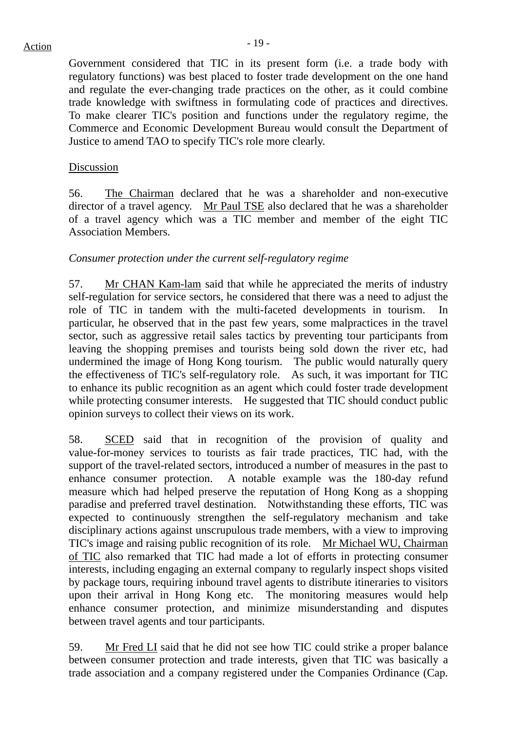Government considered that TIC in its present form (i.e. a trade body with regulatory functions) was best placed to foster trade development on the one hand and regulate the ever-changing trade practices on the other, as it could combine trade knowledge with swiftness in formulating code of practices and directives. To make clearer TIC's position and functions under the regulatory regime, the Commerce and Economic Development Bureau would consult the Department of Justice to amend TAO to specify TIC's role more clearly.

Discussion

56. The Chairman declared that he was a shareholder and non-executive director of a travel agency. Mr Paul TSE also declared that he was a shareholder of a travel agency which was a TIC member and member of the eight TIC Association Members.

*Consumer protection under the current self-regulatory regime*

57. Mr CHAN Kam-lam said that while he appreciated the merits of industry self-regulation for service sectors, he considered that there was a need to adjust the role of TIC in tandem with the multi-faceted developments in tourism. In particular, he observed that in the past few years, some malpractices in the travel sector, such as aggressive retail sales tactics by preventing tour participants from leaving the shopping premises and tourists being sold down the river etc, had undermined the image of Hong Kong tourism. The public would naturally query the effectiveness of TIC's self-regulatory role. As such, it was important for TIC to enhance its public recognition as an agent which could foster trade development while protecting consumer interests. He suggested that TIC should conduct public opinion surveys to collect their views on its work.

58. SCED said that in recognition of the provision of quality and value-for-money services to tourists as fair trade practices, TIC had, with the support of the travel-related sectors, introduced a number of measures in the past to enhance consumer protection. A notable example was the 180-day refund measure which had helped preserve the reputation of Hong Kong as a shopping paradise and preferred travel destination. Notwithstanding these efforts, TIC was expected to continuously strengthen the self-regulatory mechanism and take disciplinary actions against unscrupulous trade members, with a view to improving TIC's image and raising public recognition of its role. Mr Michael WU, Chairman of TIC also remarked that TIC had made a lot of efforts in protecting consumer interests, including engaging an external company to regularly inspect shops visited by package tours, requiring inbound travel agents to distribute itineraries to visitors upon their arrival in Hong Kong etc. The monitoring measures would help enhance consumer protection, and minimize misunderstanding and disputes between travel agents and tour participants.

59. Mr Fred LI said that he did not see how TIC could strike a proper balance between consumer protection and trade interests, given that TIC was basically a trade association and a company registered under the Companies Ordinance (Cap.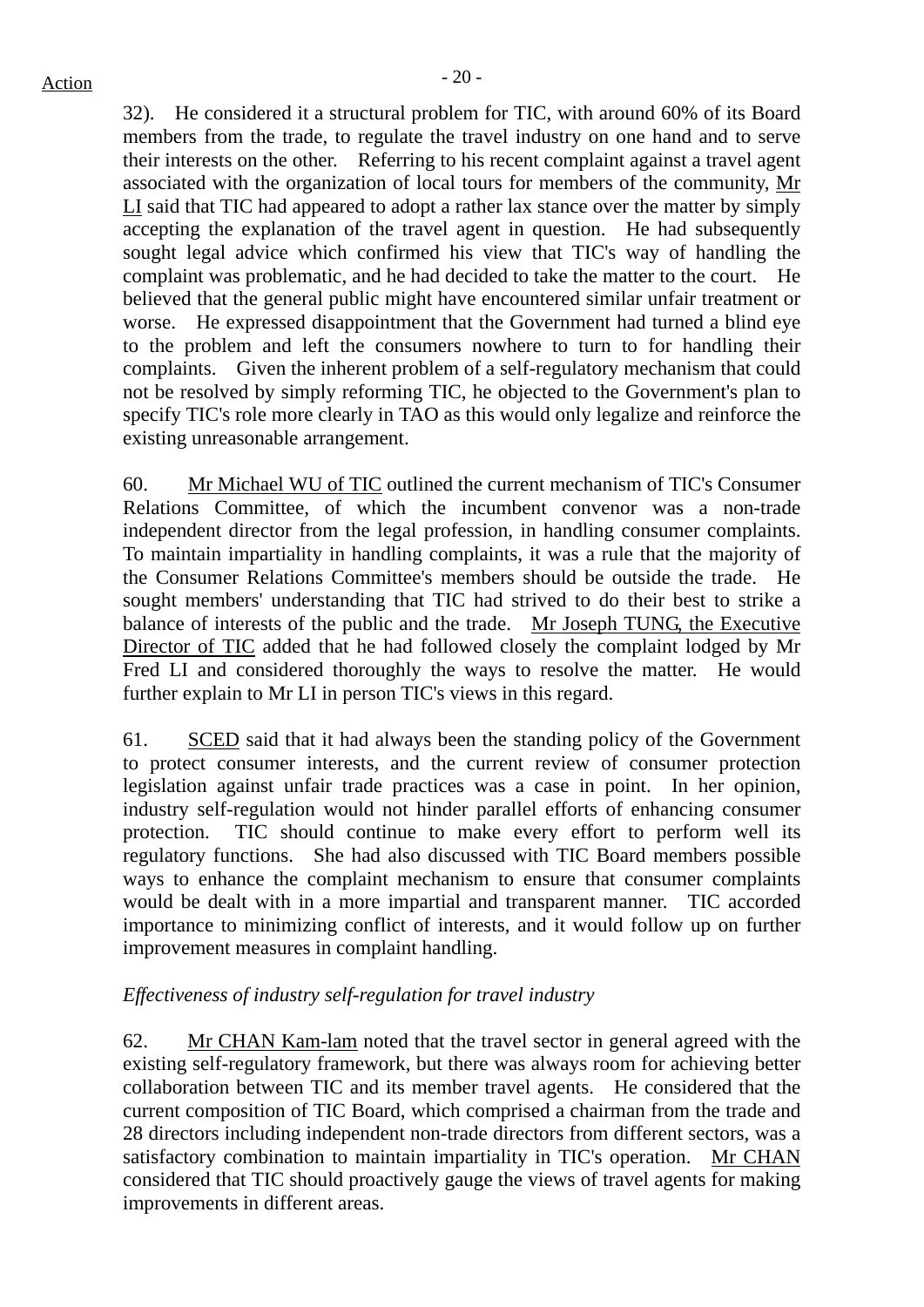32). He considered it a structural problem for TIC, with around 60% of its Board members from the trade, to regulate the travel industry on one hand and to serve their interests on the other. Referring to his recent complaint against a travel agent associated with the organization of local tours for members of the community, Mr LI said that TIC had appeared to adopt a rather lax stance over the matter by simply accepting the explanation of the travel agent in question. He had subsequently sought legal advice which confirmed his view that TIC's way of handling the complaint was problematic, and he had decided to take the matter to the court. He believed that the general public might have encountered similar unfair treatment or worse. He expressed disappointment that the Government had turned a blind eye to the problem and left the consumers nowhere to turn to for handling their complaints. Given the inherent problem of a self-regulatory mechanism that could not be resolved by simply reforming TIC, he objected to the Government's plan to specify TIC's role more clearly in TAO as this would only legalize and reinforce the existing unreasonable arrangement.

60. Mr Michael WU of TIC outlined the current mechanism of TIC's Consumer Relations Committee, of which the incumbent convenor was a non-trade independent director from the legal profession, in handling consumer complaints. To maintain impartiality in handling complaints, it was a rule that the majority of the Consumer Relations Committee's members should be outside the trade. He sought members' understanding that TIC had strived to do their best to strike a balance of interests of the public and the trade. Mr Joseph TUNG, the Executive Director of TIC added that he had followed closely the complaint lodged by Mr Fred LI and considered thoroughly the ways to resolve the matter. He would further explain to Mr LI in person TIC's views in this regard.

61. SCED said that it had always been the standing policy of the Government to protect consumer interests, and the current review of consumer protection legislation against unfair trade practices was a case in point. In her opinion, industry self-regulation would not hinder parallel efforts of enhancing consumer protection. TIC should continue to make every effort to perform well its regulatory functions. She had also discussed with TIC Board members possible ways to enhance the complaint mechanism to ensure that consumer complaints would be dealt with in a more impartial and transparent manner. TIC accorded importance to minimizing conflict of interests, and it would follow up on further improvement measures in complaint handling.

*Effectiveness of industry self-regulation for travel industry*

62. Mr CHAN Kam-lam noted that the travel sector in general agreed with the existing self-regulatory framework, but there was always room for achieving better collaboration between TIC and its member travel agents. He considered that the current composition of TIC Board, which comprised a chairman from the trade and 28 directors including independent non-trade directors from different sectors, was a satisfactory combination to maintain impartiality in TIC's operation. Mr CHAN considered that TIC should proactively gauge the views of travel agents for making improvements in different areas.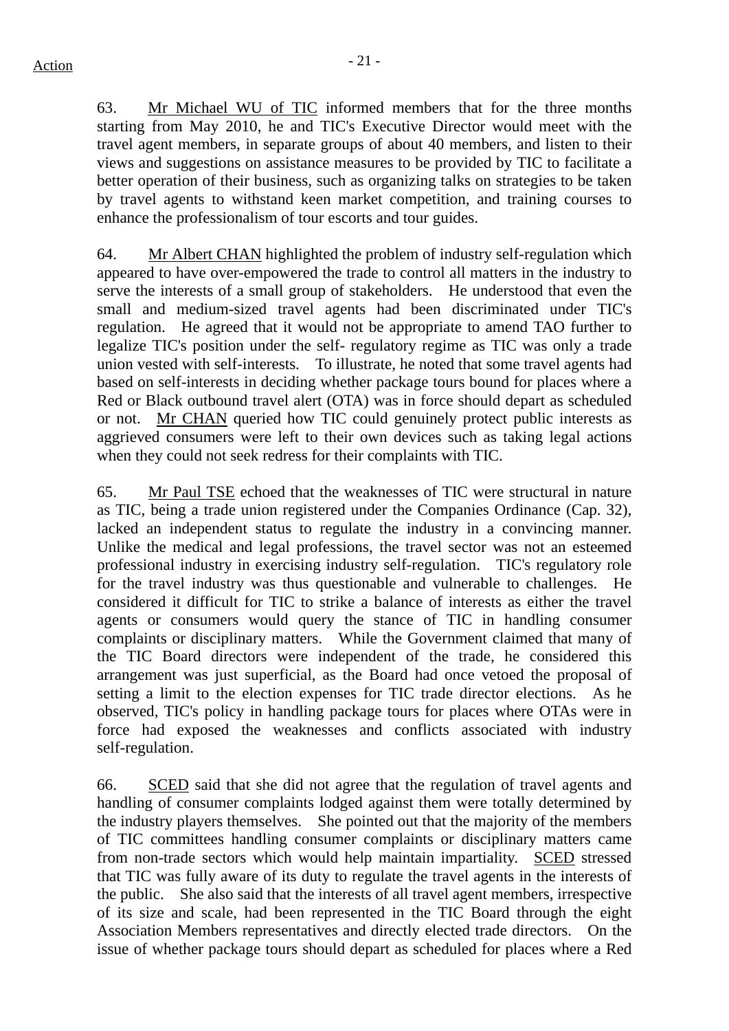Action

63. Mr Michael WU of TIC informed members that for the three months starting from May 2010, he and TIC's Executive Director would meet with the travel agent members, in separate groups of about 40 members, and listen to their views and suggestions on assistance measures to be provided by TIC to facilitate a better operation of their business, such as organizing talks on strategies to be taken by travel agents to withstand keen market competition, and training courses to enhance the professionalism of tour escorts and tour guides.

64. Mr Albert CHAN highlighted the problem of industry self-regulation which appeared to have over-empowered the trade to control all matters in the industry to serve the interests of a small group of stakeholders. He understood that even the small and medium-sized travel agents had been discriminated under TIC's regulation. He agreed that it would not be appropriate to amend TAO further to legalize TIC's position under the self- regulatory regime as TIC was only a trade union vested with self-interests. To illustrate, he noted that some travel agents had based on self-interests in deciding whether package tours bound for places where a Red or Black outbound travel alert (OTA) was in force should depart as scheduled or not. Mr CHAN queried how TIC could genuinely protect public interests as aggrieved consumers were left to their own devices such as taking legal actions when they could not seek redress for their complaints with TIC.

65. Mr Paul TSE echoed that the weaknesses of TIC were structural in nature as TIC, being a trade union registered under the Companies Ordinance (Cap. 32), lacked an independent status to regulate the industry in a convincing manner. Unlike the medical and legal professions, the travel sector was not an esteemed professional industry in exercising industry self-regulation. TIC's regulatory role for the travel industry was thus questionable and vulnerable to challenges. He considered it difficult for TIC to strike a balance of interests as either the travel agents or consumers would query the stance of TIC in handling consumer complaints or disciplinary matters. While the Government claimed that many of the TIC Board directors were independent of the trade, he considered this arrangement was just superficial, as the Board had once vetoed the proposal of setting a limit to the election expenses for TIC trade director elections. As he observed, TIC's policy in handling package tours for places where OTAs were in force had exposed the weaknesses and conflicts associated with industry self-regulation.

66. SCED said that she did not agree that the regulation of travel agents and handling of consumer complaints lodged against them were totally determined by the industry players themselves. She pointed out that the majority of the members of TIC committees handling consumer complaints or disciplinary matters came from non-trade sectors which would help maintain impartiality. SCED stressed that TIC was fully aware of its duty to regulate the travel agents in the interests of the public. She also said that the interests of all travel agent members, irrespective of its size and scale, had been represented in the TIC Board through the eight Association Members representatives and directly elected trade directors. On the issue of whether package tours should depart as scheduled for places where a Red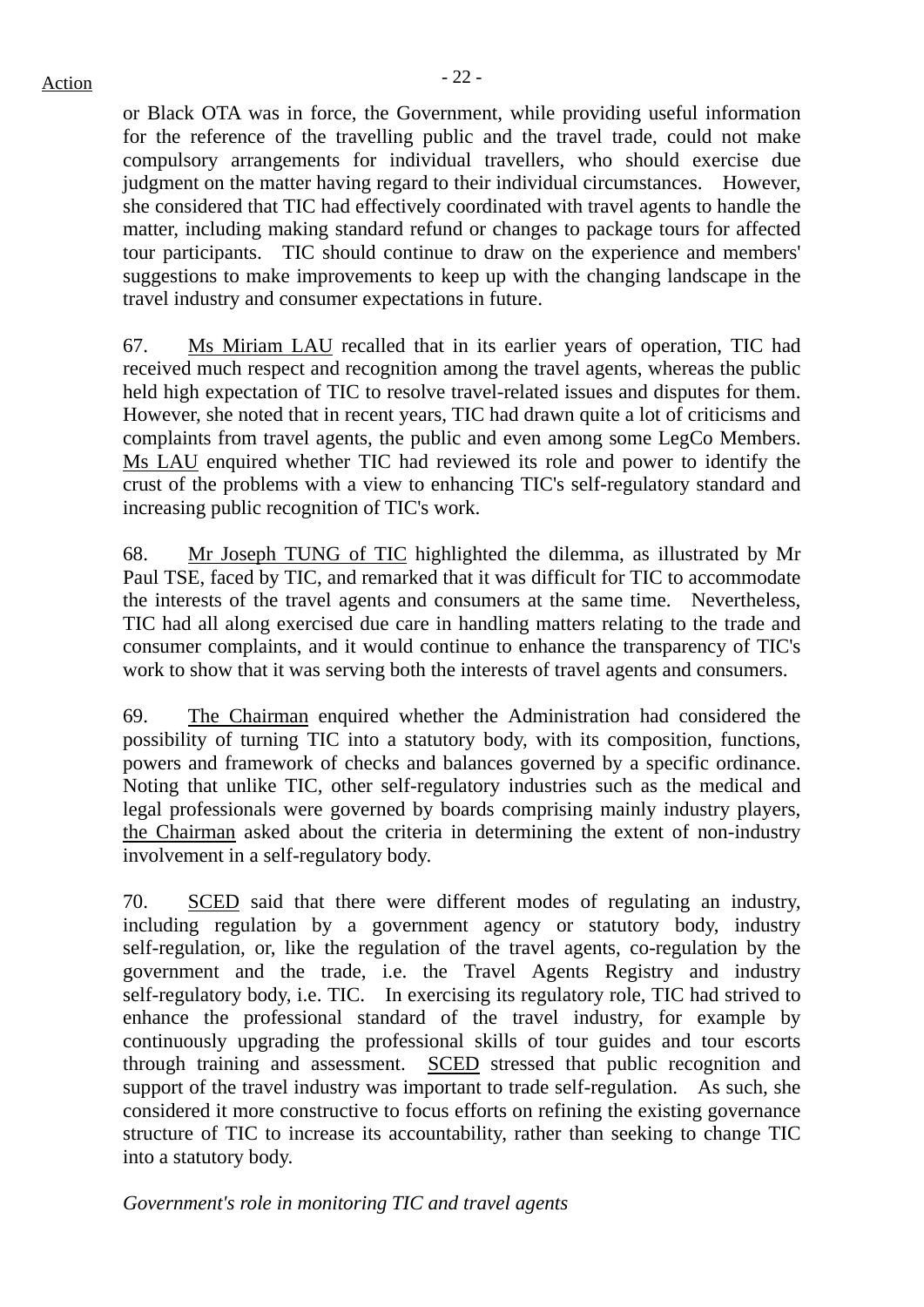or Black OTA was in force, the Government, while providing useful information for the reference of the travelling public and the travel trade, could not make compulsory arrangements for individual travellers, who should exercise due judgment on the matter having regard to their individual circumstances. However, she considered that TIC had effectively coordinated with travel agents to handle the matter, including making standard refund or changes to package tours for affected tour participants. TIC should continue to draw on the experience and members' suggestions to make improvements to keep up with the changing landscape in the travel industry and consumer expectations in future.

67. Ms Miriam LAU recalled that in its earlier years of operation, TIC had received much respect and recognition among the travel agents, whereas the public held high expectation of TIC to resolve travel-related issues and disputes for them. However, she noted that in recent years, TIC had drawn quite a lot of criticisms and complaints from travel agents, the public and even among some LegCo Members. Ms LAU enquired whether TIC had reviewed its role and power to identify the crust of the problems with a view to enhancing TIC's self-regulatory standard and increasing public recognition of TIC's work.

68. Mr Joseph TUNG of TIC highlighted the dilemma, as illustrated by Mr Paul TSE, faced by TIC, and remarked that it was difficult for TIC to accommodate the interests of the travel agents and consumers at the same time. Nevertheless, TIC had all along exercised due care in handling matters relating to the trade and consumer complaints, and it would continue to enhance the transparency of TIC's work to show that it was serving both the interests of travel agents and consumers.

69. The Chairman enquired whether the Administration had considered the possibility of turning TIC into a statutory body, with its composition, functions, powers and framework of checks and balances governed by a specific ordinance. Noting that unlike TIC, other self-regulatory industries such as the medical and legal professionals were governed by boards comprising mainly industry players, the Chairman asked about the criteria in determining the extent of non-industry involvement in a self-regulatory body.

70. SCED said that there were different modes of regulating an industry, including regulation by a government agency or statutory body, industry self-regulation, or, like the regulation of the travel agents, co-regulation by the government and the trade, i.e. the Travel Agents Registry and industry self-regulatory body, i.e. TIC. In exercising its regulatory role, TIC had strived to enhance the professional standard of the travel industry, for example by continuously upgrading the professional skills of tour guides and tour escorts through training and assessment. SCED stressed that public recognition and support of the travel industry was important to trade self-regulation. As such, she considered it more constructive to focus efforts on refining the existing governance structure of TIC to increase its accountability, rather than seeking to change TIC into a statutory body.

*Government's role in monitoring TIC and travel agents*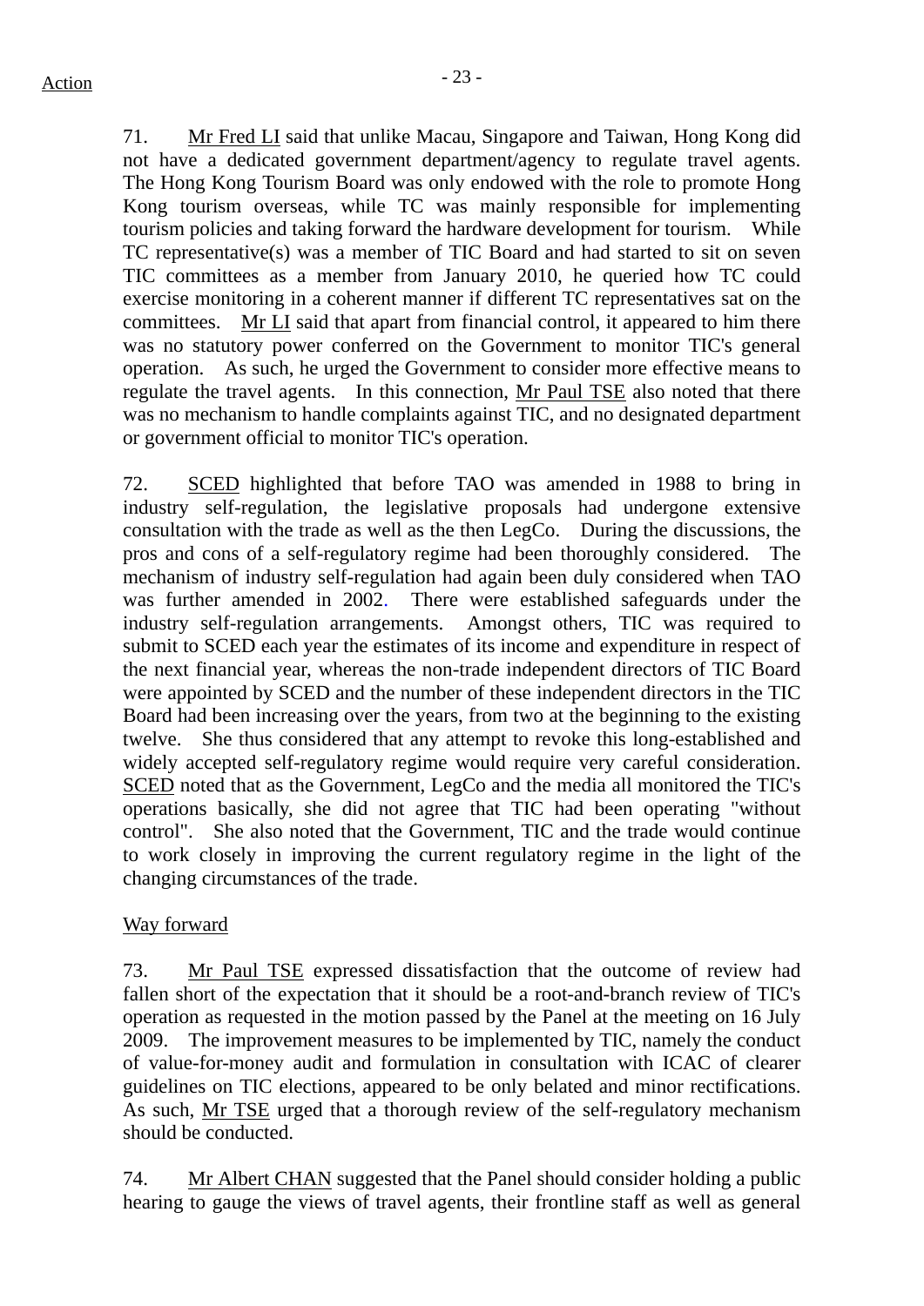71. Mr Fred LI said that unlike Macau, Singapore and Taiwan, Hong Kong did not have a dedicated government department/agency to regulate travel agents. The Hong Kong Tourism Board was only endowed with the role to promote Hong Kong tourism overseas, while TC was mainly responsible for implementing tourism policies and taking forward the hardware development for tourism. While TC representative(s) was a member of TIC Board and had started to sit on seven TIC committees as a member from January 2010, he queried how TC could exercise monitoring in a coherent manner if different TC representatives sat on the committees. Mr LI said that apart from financial control, it appeared to him there was no statutory power conferred on the Government to monitor TIC's general operation. As such, he urged the Government to consider more effective means to regulate the travel agents. In this connection, Mr Paul TSE also noted that there was no mechanism to handle complaints against TIC, and no designated department or government official to monitor TIC's operation.

72. SCED highlighted that before TAO was amended in 1988 to bring in industry self-regulation, the legislative proposals had undergone extensive consultation with the trade as well as the then LegCo. During the discussions, the pros and cons of a self-regulatory regime had been thoroughly considered. The mechanism of industry self-regulation had again been duly considered when TAO was further amended in 2002. There were established safeguards under the industry self-regulation arrangements. Amongst others, TIC was required to submit to SCED each year the estimates of its income and expenditure in respect of the next financial year, whereas the non-trade independent directors of TIC Board were appointed by SCED and the number of these independent directors in the TIC Board had been increasing over the years, from two at the beginning to the existing twelve. She thus considered that any attempt to revoke this long-established and widely accepted self-regulatory regime would require very careful consideration. SCED noted that as the Government, LegCo and the media all monitored the TIC's operations basically, she did not agree that TIC had been operating "without control". She also noted that the Government, TIC and the trade would continue to work closely in improving the current regulatory regime in the light of the changing circumstances of the trade.

Way forward

73. Mr Paul TSE expressed dissatisfaction that the outcome of review had fallen short of the expectation that it should be a root-and-branch review of TIC's operation as requested in the motion passed by the Panel at the meeting on 16 July 2009. The improvement measures to be implemented by TIC, namely the conduct of value-for-money audit and formulation in consultation with ICAC of clearer guidelines on TIC elections, appeared to be only belated and minor rectifications. As such, Mr TSE urged that a thorough review of the self-regulatory mechanism should be conducted.

74. Mr Albert CHAN suggested that the Panel should consider holding a public hearing to gauge the views of travel agents, their frontline staff as well as general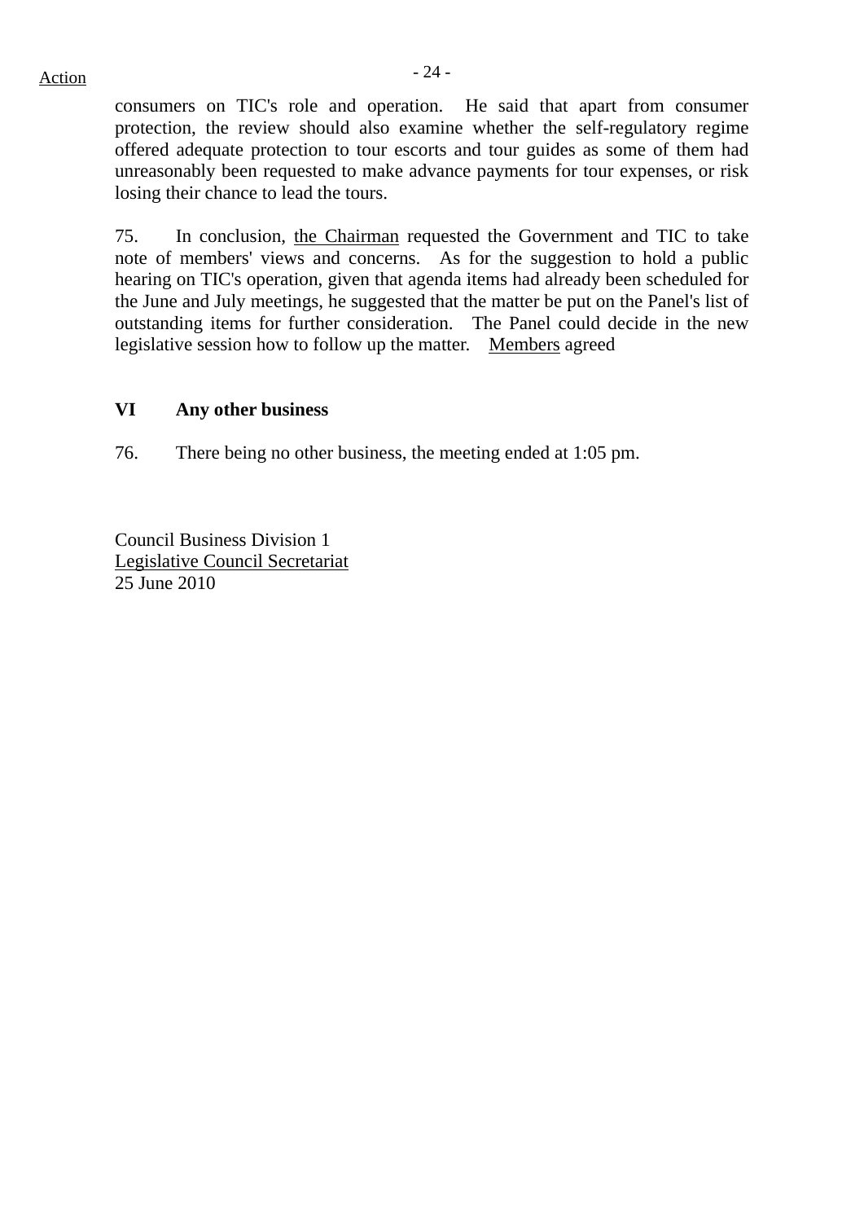consumers on TIC's role and operation. He said that apart from consumer protection, the review should also examine whether the self-regulatory regime offered adequate protection to tour escorts and tour guides as some of them had unreasonably been requested to make advance payments for tour expenses, or risk losing their chance to lead the tours.

75. In conclusion, the Chairman requested the Government and TIC to take note of members' views and concerns. As for the suggestion to hold a public hearing on TIC's operation, given that agenda items had already been scheduled for the June and July meetings, he suggested that the matter be put on the Panel's list of outstanding items for further consideration. The Panel could decide in the new legislative session how to follow up the matter. Members agreed

## VI Any other business

76. There being no other business, the meeting ended at 1:05 pm.

Council Business Division 1
Legislative Council Secretariat
25 June 2010